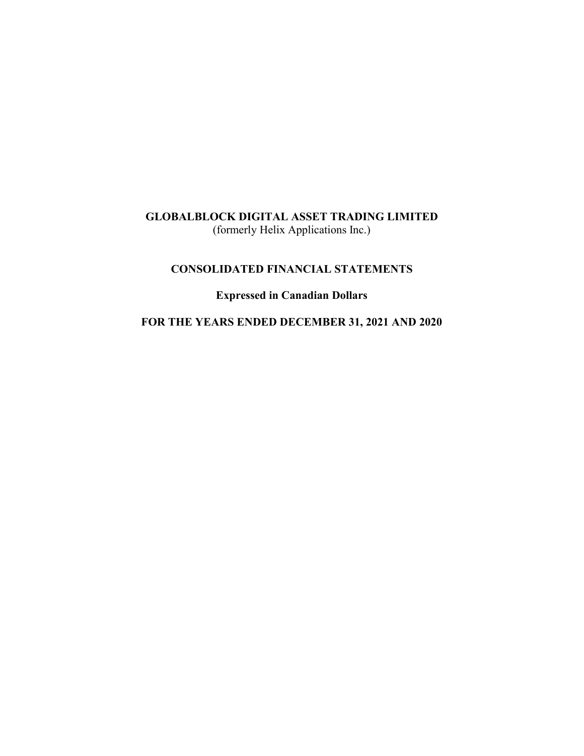# GLOBALBLOCK DIGITAL ASSET TRADING LIMITED

(formerly Helix Applications Inc.)

## CONSOLIDATED FINANCIAL STATEMENTS

**Expressed in Canadian Dollars**

**FOR THE YEARS ENDED DECEMBER 31, 2021 AND 2020**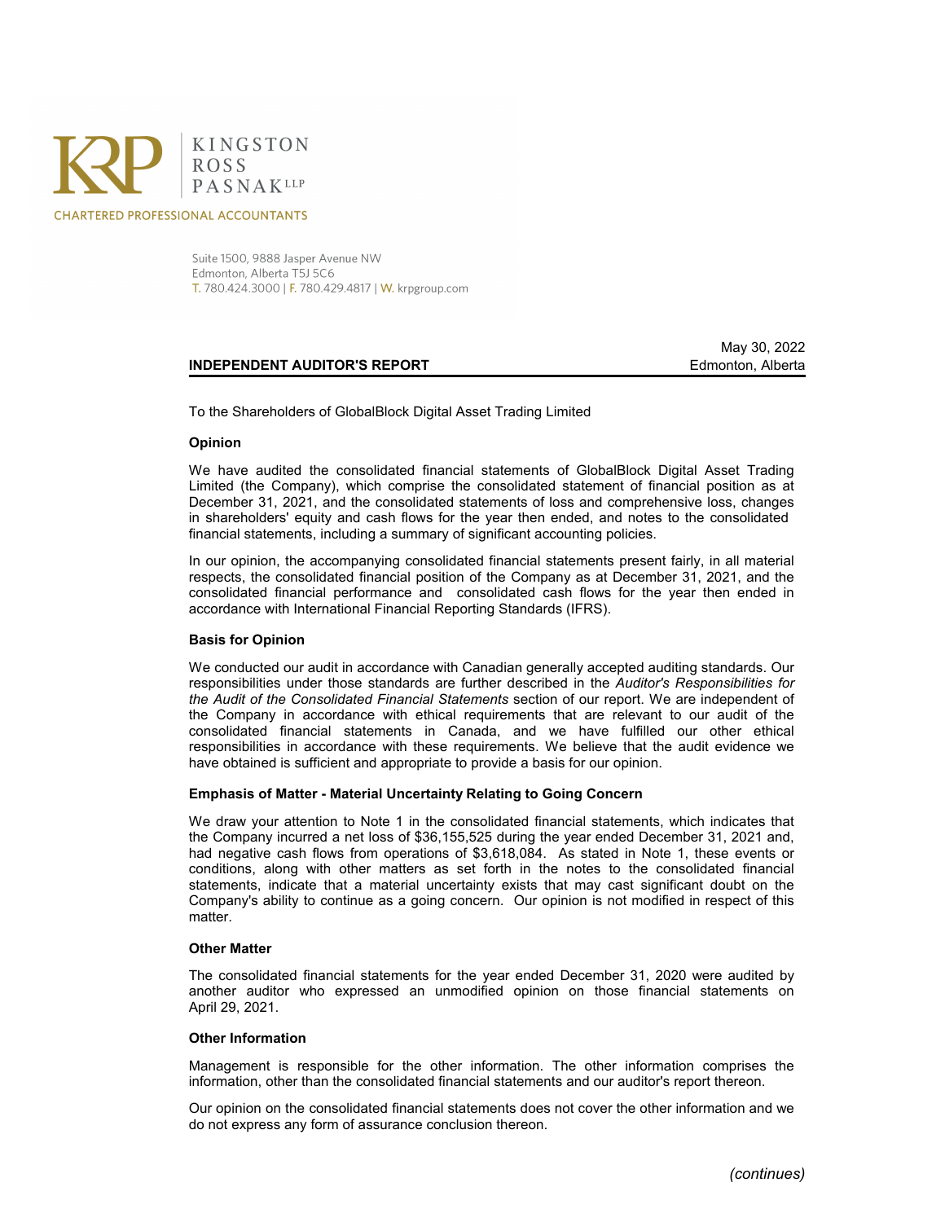KINGSTON
ROSS
PASNAK LLP

CHARTERED PROFESSIONAL ACCOUNTANTS

Suite 1500, 9888 Jasper Avenue NW
Edmonton, Alberta T5J 5C6
T. 780.424.3000 | F. 780.429.4817 | W. krpgroup.com

May 30, 2022
Edmonton, Alberta

## INDEPENDENT AUDITOR'S REPORT

To the Shareholders of GlobalBlock Digital Asset Trading Limited

### Opinion

We have audited the consolidated financial statements of GlobalBlock Digital Asset Trading Limited (the Company), which comprise the consolidated statement of financial position as at December 31, 2021, and the consolidated statements of loss and comprehensive loss, changes in shareholders' equity and cash flows for the year then ended, and notes to the consolidated financial statements, including a summary of significant accounting policies.

In our opinion, the accompanying consolidated financial statements present fairly, in all material respects, the consolidated financial position of the Company as at December 31, 2021, and the consolidated financial performance and consolidated cash flows for the year then ended in accordance with International Financial Reporting Standards (IFRS).

### Basis for Opinion

We conducted our audit in accordance with Canadian generally accepted auditing standards. Our responsibilities under those standards are further described in the *Auditor's Responsibilities for the Audit of the Consolidated Financial Statements* section of our report. We are independent of the Company in accordance with ethical requirements that are relevant to our audit of the consolidated financial statements in Canada, and we have fulfilled our other ethical responsibilities in accordance with these requirements. We believe that the audit evidence we have obtained is sufficient and appropriate to provide a basis for our opinion.

### Emphasis of Matter - Material Uncertainty Relating to Going Concern

We draw your attention to Note 1 in the consolidated financial statements, which indicates that the Company incurred a net loss of $36,155,525 during the year ended December 31, 2021 and, had negative cash flows from operations of $3,618,084. As stated in Note 1, these events or conditions, along with other matters as set forth in the notes to the consolidated financial statements, indicate that a material uncertainty exists that may cast significant doubt on the Company's ability to continue as a going concern. Our opinion is not modified in respect of this matter.

### Other Matter

The consolidated financial statements for the year ended December 31, 2020 were audited by another auditor who expressed an unmodified opinion on those financial statements on April 29, 2021.

### Other Information

Management is responsible for the other information. The other information comprises the information, other than the consolidated financial statements and our auditor's report thereon.

Our opinion on the consolidated financial statements does not cover the other information and we do not express any form of assurance conclusion thereon.

*(continues)*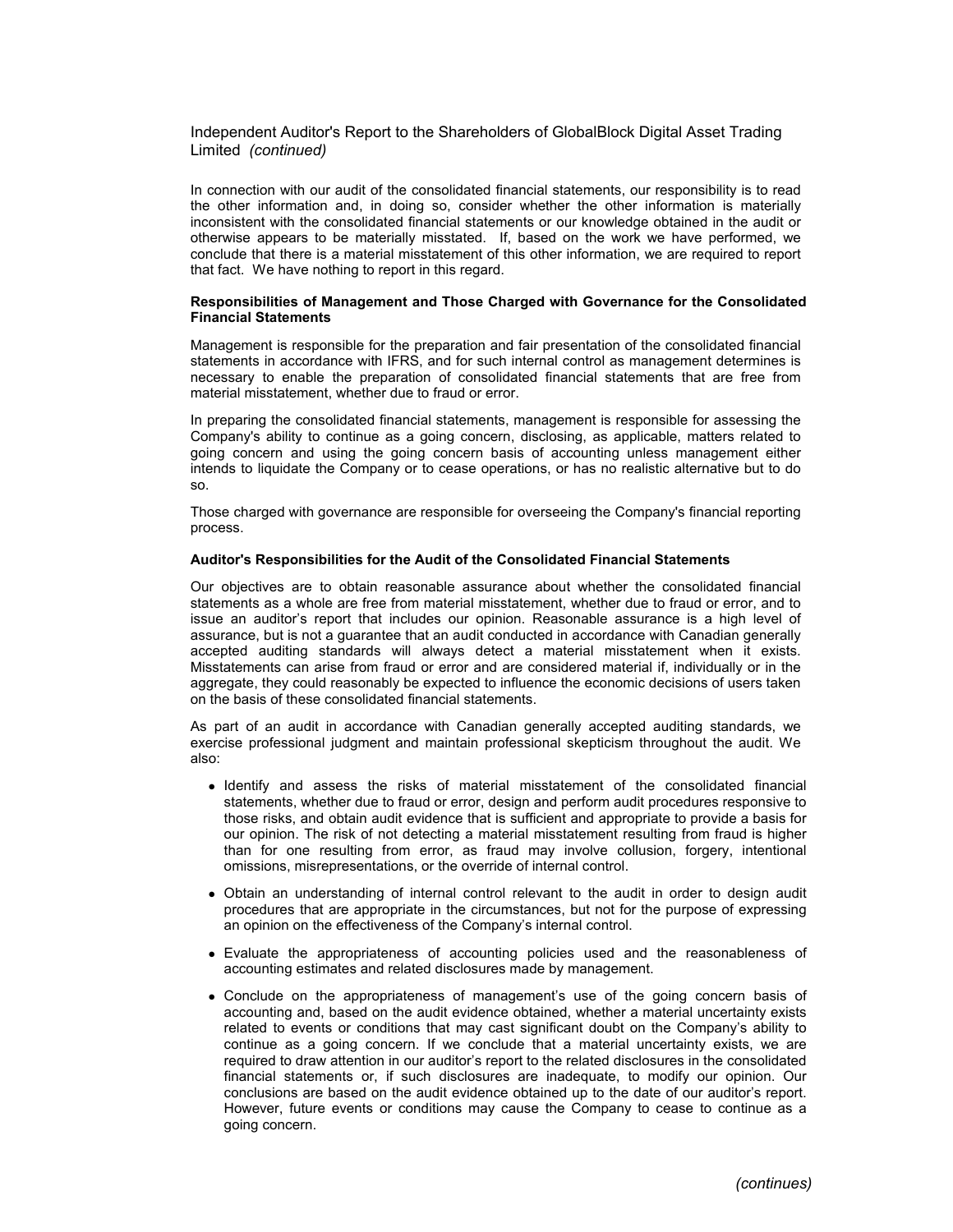Independent Auditor's Report to the Shareholders of GlobalBlock Digital Asset Trading Limited *(continued)*

In connection with our audit of the consolidated financial statements, our responsibility is to read the other information and, in doing so, consider whether the other information is materially inconsistent with the consolidated financial statements or our knowledge obtained in the audit or otherwise appears to be materially misstated. If, based on the work we have performed, we conclude that there is a material misstatement of this other information, we are required to report that fact. We have nothing to report in this regard.

**Responsibilities of Management and Those Charged with Governance for the Consolidated Financial Statements**

Management is responsible for the preparation and fair presentation of the consolidated financial statements in accordance with IFRS, and for such internal control as management determines is necessary to enable the preparation of consolidated financial statements that are free from material misstatement, whether due to fraud or error.

In preparing the consolidated financial statements, management is responsible for assessing the Company's ability to continue as a going concern, disclosing, as applicable, matters related to going concern and using the going concern basis of accounting unless management either intends to liquidate the Company or to cease operations, or has no realistic alternative but to do so.

Those charged with governance are responsible for overseeing the Company's financial reporting process.

**Auditor's Responsibilities for the Audit of the Consolidated Financial Statements**

Our objectives are to obtain reasonable assurance about whether the consolidated financial statements as a whole are free from material misstatement, whether due to fraud or error, and to issue an auditor's report that includes our opinion. Reasonable assurance is a high level of assurance, but is not a guarantee that an audit conducted in accordance with Canadian generally accepted auditing standards will always detect a material misstatement when it exists. Misstatements can arise from fraud or error and are considered material if, individually or in the aggregate, they could reasonably be expected to influence the economic decisions of users taken on the basis of these consolidated financial statements.

As part of an audit in accordance with Canadian generally accepted auditing standards, we exercise professional judgment and maintain professional skepticism throughout the audit. We also:

- Identify and assess the risks of material misstatement of the consolidated financial statements, whether due to fraud or error, design and perform audit procedures responsive to those risks, and obtain audit evidence that is sufficient and appropriate to provide a basis for our opinion. The risk of not detecting a material misstatement resulting from fraud is higher than for one resulting from error, as fraud may involve collusion, forgery, intentional omissions, misrepresentations, or the override of internal control.
- Obtain an understanding of internal control relevant to the audit in order to design audit procedures that are appropriate in the circumstances, but not for the purpose of expressing an opinion on the effectiveness of the Company's internal control.
- Evaluate the appropriateness of accounting policies used and the reasonableness of accounting estimates and related disclosures made by management.
- Conclude on the appropriateness of management's use of the going concern basis of accounting and, based on the audit evidence obtained, whether a material uncertainty exists related to events or conditions that may cast significant doubt on the Company's ability to continue as a going concern. If we conclude that a material uncertainty exists, we are required to draw attention in our auditor's report to the related disclosures in the consolidated financial statements or, if such disclosures are inadequate, to modify our opinion. Our conclusions are based on the audit evidence obtained up to the date of our auditor's report. However, future events or conditions may cause the Company to cease to continue as a going concern.

*(continues)*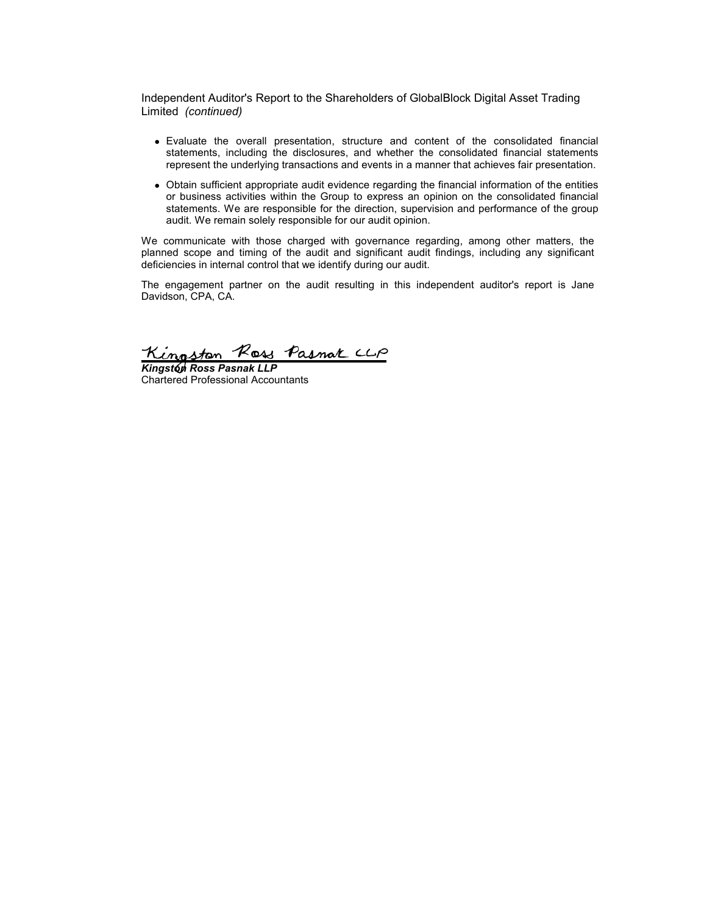Independent Auditor's Report to the Shareholders of GlobalBlock Digital Asset Trading Limited *(continued)*

- Evaluate the overall presentation, structure and content of the consolidated financial statements, including the disclosures, and whether the consolidated financial statements represent the underlying transactions and events in a manner that achieves fair presentation.
- Obtain sufficient appropriate audit evidence regarding the financial information of the entities or business activities within the Group to express an opinion on the consolidated financial statements. We are responsible for the direction, supervision and performance of the group audit. We remain solely responsible for our audit opinion.

We communicate with those charged with governance regarding, among other matters, the planned scope and timing of the audit and significant audit findings, including any significant deficiencies in internal control that we identify during our audit.

The engagement partner on the audit resulting in this independent auditor's report is Jane Davidson, CPA, CA.

Kingston Ross Pasnak LLP

***Kingston Ross Pasnak LLP***
Chartered Professional Accountants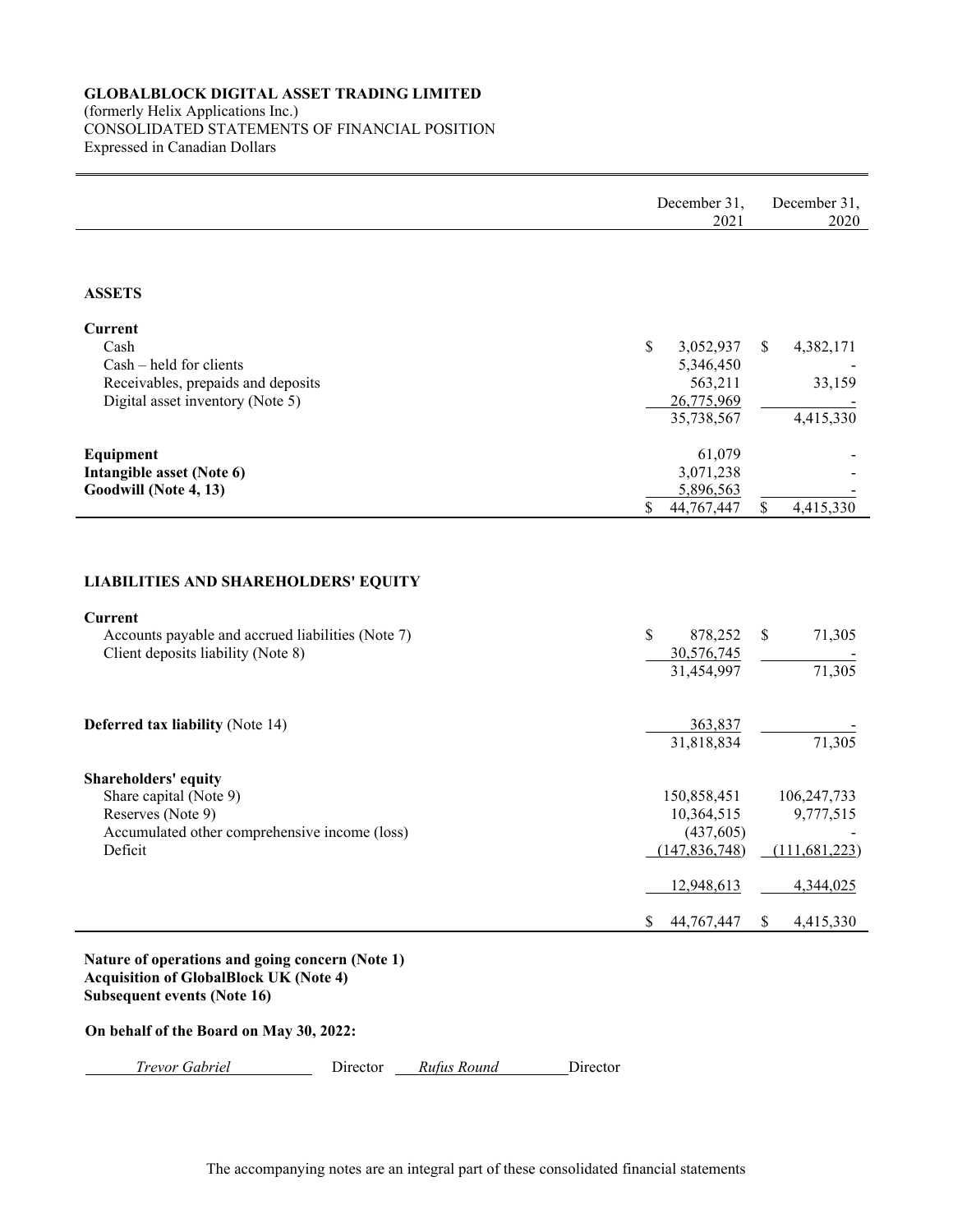**GLOBALBLOCK DIGITAL ASSET TRADING LIMITED**
(formerly Helix Applications Inc.)
CONSOLIDATED STATEMENTS OF FINANCIAL POSITION
Expressed in Canadian Dollars

| | December 31, 2021 | December 31, 2020 |
|---|---|---|
| **ASSETS** | | |
| **Current** | | |
| Cash | $ 3,052,937 | $ 4,382,171 |
| Cash – held for clients | 5,346,450 | - |
| Receivables, prepaids and deposits | 563,211 | 33,159 |
| Digital asset inventory (Note 5) | 26,775,969 | - |
| | 35,738,567 | 4,415,330 |
| **Equipment** | 61,079 | - |
| **Intangible asset (Note 6)** | 3,071,238 | - |
| **Goodwill (Note 4, 13)** | 5,896,563 | - |
| | $ 44,767,447 | $ 4,415,330 |
| **LIABILITIES AND SHAREHOLDERS' EQUITY** | | |
| **Current** | | |
| Accounts payable and accrued liabilities (Note 7) | $ 878,252 | $ 71,305 |
| Client deposits liability (Note 8) | 30,576,745 | - |
| | 31,454,997 | 71,305 |
| **Deferred tax liability** (Note 14) | 363,837 | - |
| | 31,818,834 | 71,305 |
| **Shareholders' equity** | | |
| Share capital (Note 9) | 150,858,451 | 106,247,733 |
| Reserves (Note 9) | 10,364,515 | 9,777,515 |
| Accumulated other comprehensive income (loss) | (437,605) | - |
| Deficit | (147,836,748) | (111,681,223) |
| | 12,948,613 | 4,344,025 |
| | $ 44,767,447 | $ 4,415,330 |

**Nature of operations and going concern (Note 1)**
**Acquisition of GlobalBlock UK (Note 4)**
**Subsequent events (Note 16)**

**On behalf of the Board on May 30, 2022:**

*Trevor Gabriel* Director *Rufus Round* Director

The accompanying notes are an integral part of these consolidated financial statements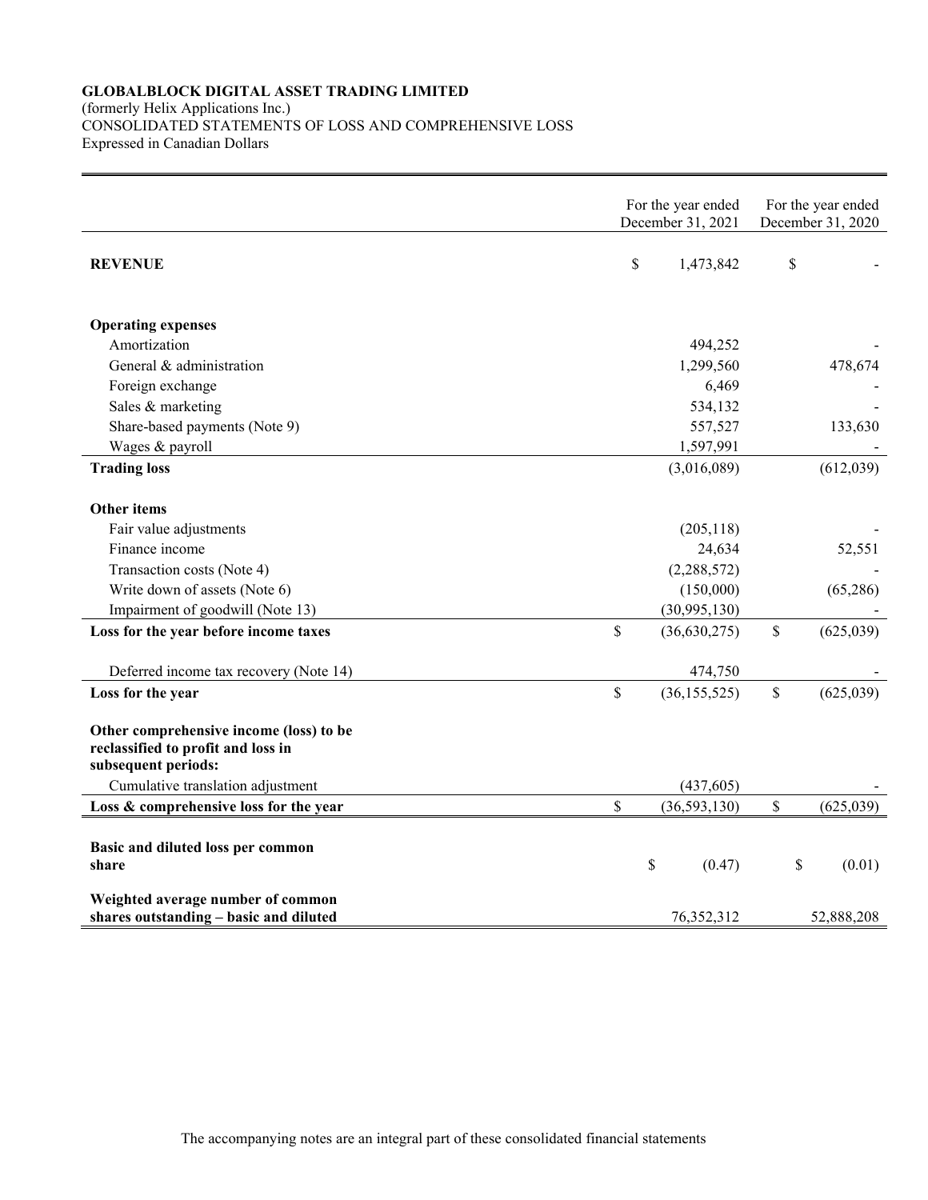**GLOBALBLOCK DIGITAL ASSET TRADING LIMITED**
(formerly Helix Applications Inc.)
CONSOLIDATED STATEMENTS OF LOSS AND COMPREHENSIVE LOSS
Expressed in Canadian Dollars

| | For the year ended December 31, 2021 | For the year ended December 31, 2020 |
|---|---|---|
| **REVENUE** | $ 1,473,842 | $ - |
| | | |
| **Operating expenses** | | |
| Amortization | 494,252 | - |
| General & administration | 1,299,560 | 478,674 |
| Foreign exchange | 6,469 | - |
| Sales & marketing | 534,132 | - |
| Share-based payments (Note 9) | 557,527 | 133,630 |
| Wages & payroll | 1,597,991 | - |
| **Trading loss** | (3,016,089) | (612,039) |
| | | |
| **Other items** | | |
| Fair value adjustments | (205,118) | - |
| Finance income | 24,634 | 52,551 |
| Transaction costs (Note 4) | (2,288,572) | - |
| Write down of assets (Note 6) | (150,000) | (65,286) |
| Impairment of goodwill (Note 13) | (30,995,130) | - |
| **Loss for the year before income taxes** | $ (36,630,275) | $ (625,039) |
| | | |
| Deferred income tax recovery (Note 14) | 474,750 | - |
| **Loss for the year** | $ (36,155,525) | $ (625,039) |
| | | |
| **Other comprehensive income (loss) to be reclassified to profit and loss in subsequent periods:** | | |
| Cumulative translation adjustment | (437,605) | - |
| **Loss & comprehensive loss for the year** | $ (36,593,130) | $ (625,039) |
| | | |
| **Basic and diluted loss per common share** | $ (0.47) | $ (0.01) |
| | | |
| **Weighted average number of common shares outstanding – basic and diluted** | 76,352,312 | 52,888,208 |

The accompanying notes are an integral part of these consolidated financial statements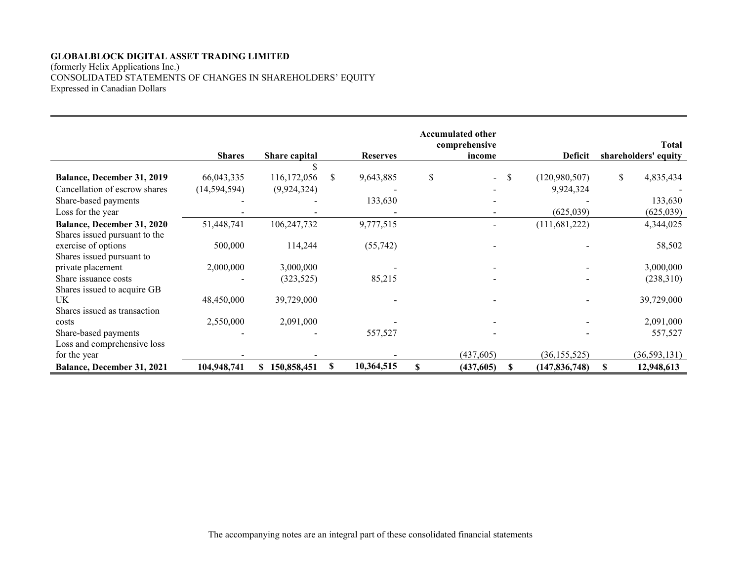**GLOBALBLOCK DIGITAL ASSET TRADING LIMITED**
(formerly Helix Applications Inc.)
CONSOLIDATED STATEMENTS OF CHANGES IN SHAREHOLDERS' EQUITY
Expressed in Canadian Dollars

| | Shares | Share capital | Reserves | Accumulated other comprehensive income | Deficit | Total shareholders' equity |
|---|---|---|---|---|---|---|
| **Balance, December 31, 2019** | 66,043,335 | $ 116,172,056 | $ 9,643,885 | $ - | $ (120,980,507) | $ 4,835,434 |
| Cancellation of escrow shares | (14,594,594) | (9,924,324) | - | - | 9,924,324 | - |
| Share-based payments | - | - | 133,630 | - | - | 133,630 |
| Loss for the year | - | - | - | - | (625,039) | (625,039) |
| **Balance, December 31, 2020** | 51,448,741 | 106,247,732 | 9,777,515 | - | (111,681,222) | 4,344,025 |
| Shares issued pursuant to the exercise of options | 500,000 | 114,244 | (55,742) | - | - | 58,502 |
| Shares issued pursuant to private placement | 2,000,000 | 3,000,000 | - | - | - | 3,000,000 |
| Share issuance costs | - | (323,525) | 85,215 | - | - | (238,310) |
| Shares issued to acquire GB UK | 48,450,000 | 39,729,000 | - | - | - | 39,729,000 |
| Shares issued as transaction costs | 2,550,000 | 2,091,000 | - | - | - | 2,091,000 |
| Share-based payments | - | - | 557,527 | - | - | 557,527 |
| Loss and comprehensive loss for the year | - | - | - | (437,605) | (36,155,525) | (36,593,131) |
| **Balance, December 31, 2021** | **104,948,741** | **$ 150,858,451** | **$ 10,364,515** | **$ (437,605)** | **$ (147,836,748)** | **$ 12,948,613** |

The accompanying notes are an integral part of these consolidated financial statements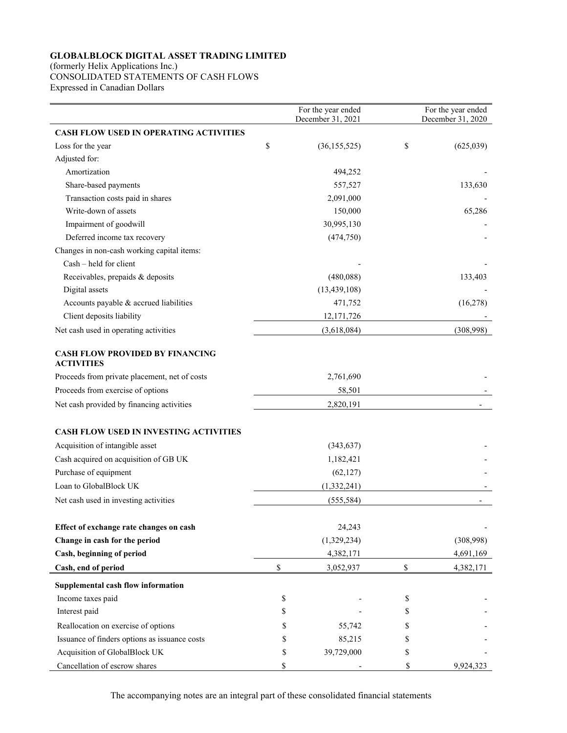**GLOBALBLOCK DIGITAL ASSET TRADING LIMITED**
(formerly Helix Applications Inc.)
CONSOLIDATED STATEMENTS OF CASH FLOWS
Expressed in Canadian Dollars

| | For the year ended December 31, 2021 | For the year ended December 31, 2020 |
|---|---|---|
| **CASH FLOW USED IN OPERATING ACTIVITIES** | | |
| Loss for the year | $ (36,155,525) | $ (625,039) |
| Adjusted for: | | |
| Amortization | 494,252 | - |
| Share-based payments | 557,527 | 133,630 |
| Transaction costs paid in shares | 2,091,000 | - |
| Write-down of assets | 150,000 | 65,286 |
| Impairment of goodwill | 30,995,130 | - |
| Deferred income tax recovery | (474,750) | - |
| Changes in non-cash working capital items: | | |
| Cash – held for client | - | - |
| Receivables, prepaids & deposits | (480,088) | 133,403 |
| Digital assets | (13,439,108) | - |
| Accounts payable & accrued liabilities | 471,752 | (16,278) |
| Client deposits liability | 12,171,726 | - |
| Net cash used in operating activities | (3,618,084) | (308,998) |
| **CASH FLOW PROVIDED BY FINANCING ACTIVITIES** | | |
| Proceeds from private placement, net of costs | 2,761,690 | - |
| Proceeds from exercise of options | 58,501 | - |
| Net cash provided by financing activities | 2,820,191 | - |
| **CASH FLOW USED IN INVESTING ACTIVITIES** | | |
| Acquisition of intangible asset | (343,637) | - |
| Cash acquired on acquisition of GB UK | 1,182,421 | - |
| Purchase of equipment | (62,127) | - |
| Loan to GlobalBlock UK | (1,332,241) | - |
| Net cash used in investing activities | (555,584) | - |
| **Effect of exchange rate changes on cash** | 24,243 | - |
| **Change in cash for the period** | (1,329,234) | (308,998) |
| **Cash, beginning of period** | 4,382,171 | 4,691,169 |
| **Cash, end of period** | $ 3,052,937 | $ 4,382,171 |
| **Supplemental cash flow information** | | |
| Income taxes paid | $ - | $ - |
| Interest paid | $ - | $ - |
| Reallocation on exercise of options | $ 55,742 | $ - |
| Issuance of finders options as issuance costs | $ 85,215 | $ - |
| Acquisition of GlobalBlock UK | $ 39,729,000 | $ - |
| Cancellation of escrow shares | $ - | $ 9,924,323 |

The accompanying notes are an integral part of these consolidated financial statements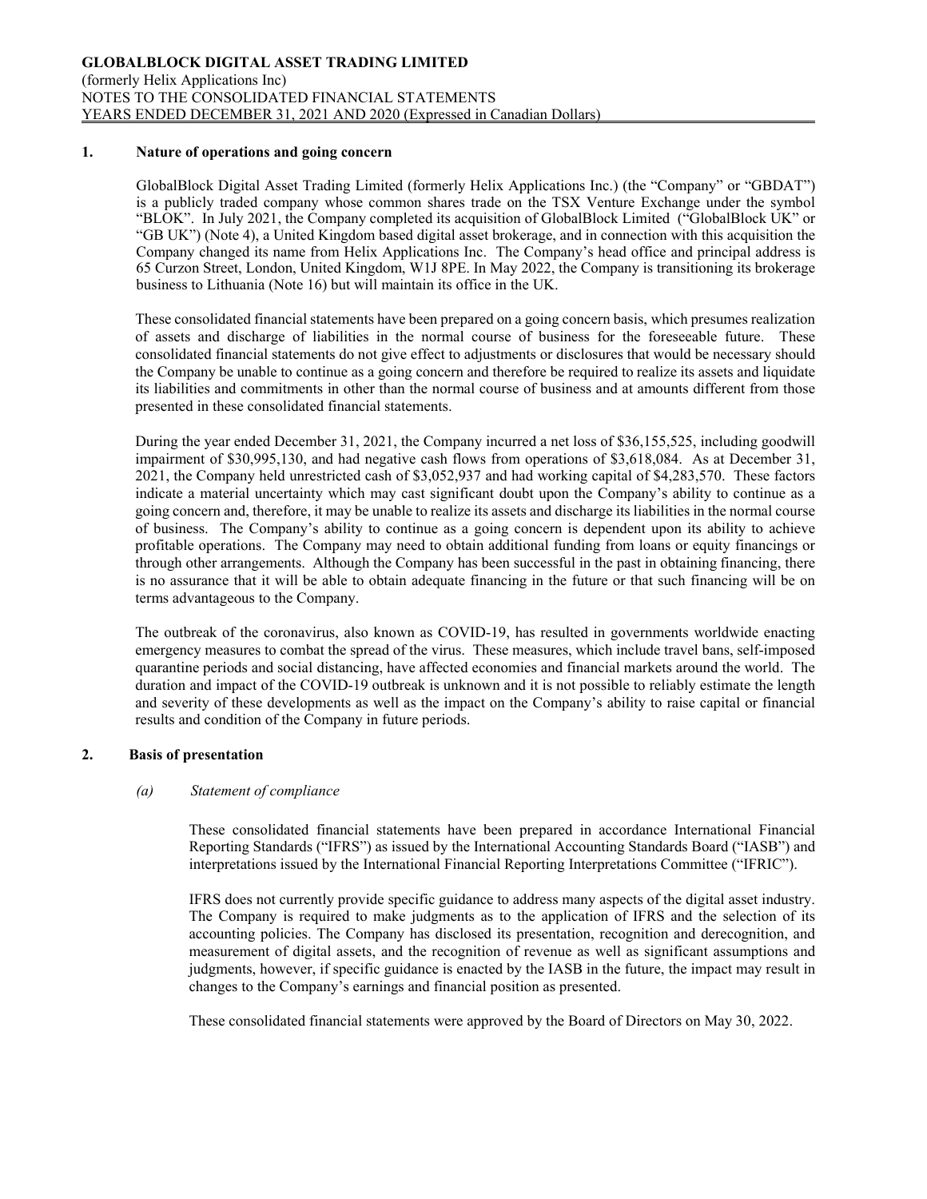## 1. Nature of operations and going concern

GlobalBlock Digital Asset Trading Limited (formerly Helix Applications Inc.) (the "Company" or "GBDAT") is a publicly traded company whose common shares trade on the TSX Venture Exchange under the symbol "BLOK". In July 2021, the Company completed its acquisition of GlobalBlock Limited ("GlobalBlock UK" or "GB UK") (Note 4), a United Kingdom based digital asset brokerage, and in connection with this acquisition the Company changed its name from Helix Applications Inc. The Company's head office and principal address is 65 Curzon Street, London, United Kingdom, W1J 8PE. In May 2022, the Company is transitioning its brokerage business to Lithuania (Note 16) but will maintain its office in the UK.

These consolidated financial statements have been prepared on a going concern basis, which presumes realization of assets and discharge of liabilities in the normal course of business for the foreseeable future. These consolidated financial statements do not give effect to adjustments or disclosures that would be necessary should the Company be unable to continue as a going concern and therefore be required to realize its assets and liquidate its liabilities and commitments in other than the normal course of business and at amounts different from those presented in these consolidated financial statements.

During the year ended December 31, 2021, the Company incurred a net loss of $36,155,525, including goodwill impairment of $30,995,130, and had negative cash flows from operations of $3,618,084. As at December 31, 2021, the Company held unrestricted cash of $3,052,937 and had working capital of $4,283,570. These factors indicate a material uncertainty which may cast significant doubt upon the Company's ability to continue as a going concern and, therefore, it may be unable to realize its assets and discharge its liabilities in the normal course of business. The Company's ability to continue as a going concern is dependent upon its ability to achieve profitable operations. The Company may need to obtain additional funding from loans or equity financings or through other arrangements. Although the Company has been successful in the past in obtaining financing, there is no assurance that it will be able to obtain adequate financing in the future or that such financing will be on terms advantageous to the Company.

The outbreak of the coronavirus, also known as COVID-19, has resulted in governments worldwide enacting emergency measures to combat the spread of the virus. These measures, which include travel bans, self-imposed quarantine periods and social distancing, have affected economies and financial markets around the world. The duration and impact of the COVID-19 outbreak is unknown and it is not possible to reliably estimate the length and severity of these developments as well as the impact on the Company's ability to raise capital or financial results and condition of the Company in future periods.

## 2. Basis of presentation

### *(a) Statement of compliance*

These consolidated financial statements have been prepared in accordance International Financial Reporting Standards ("IFRS") as issued by the International Accounting Standards Board ("IASB") and interpretations issued by the International Financial Reporting Interpretations Committee ("IFRIC").

IFRS does not currently provide specific guidance to address many aspects of the digital asset industry. The Company is required to make judgments as to the application of IFRS and the selection of its accounting policies. The Company has disclosed its presentation, recognition and derecognition, and measurement of digital assets, and the recognition of revenue as well as significant assumptions and judgments, however, if specific guidance is enacted by the IASB in the future, the impact may result in changes to the Company's earnings and financial position as presented.

These consolidated financial statements were approved by the Board of Directors on May 30, 2022.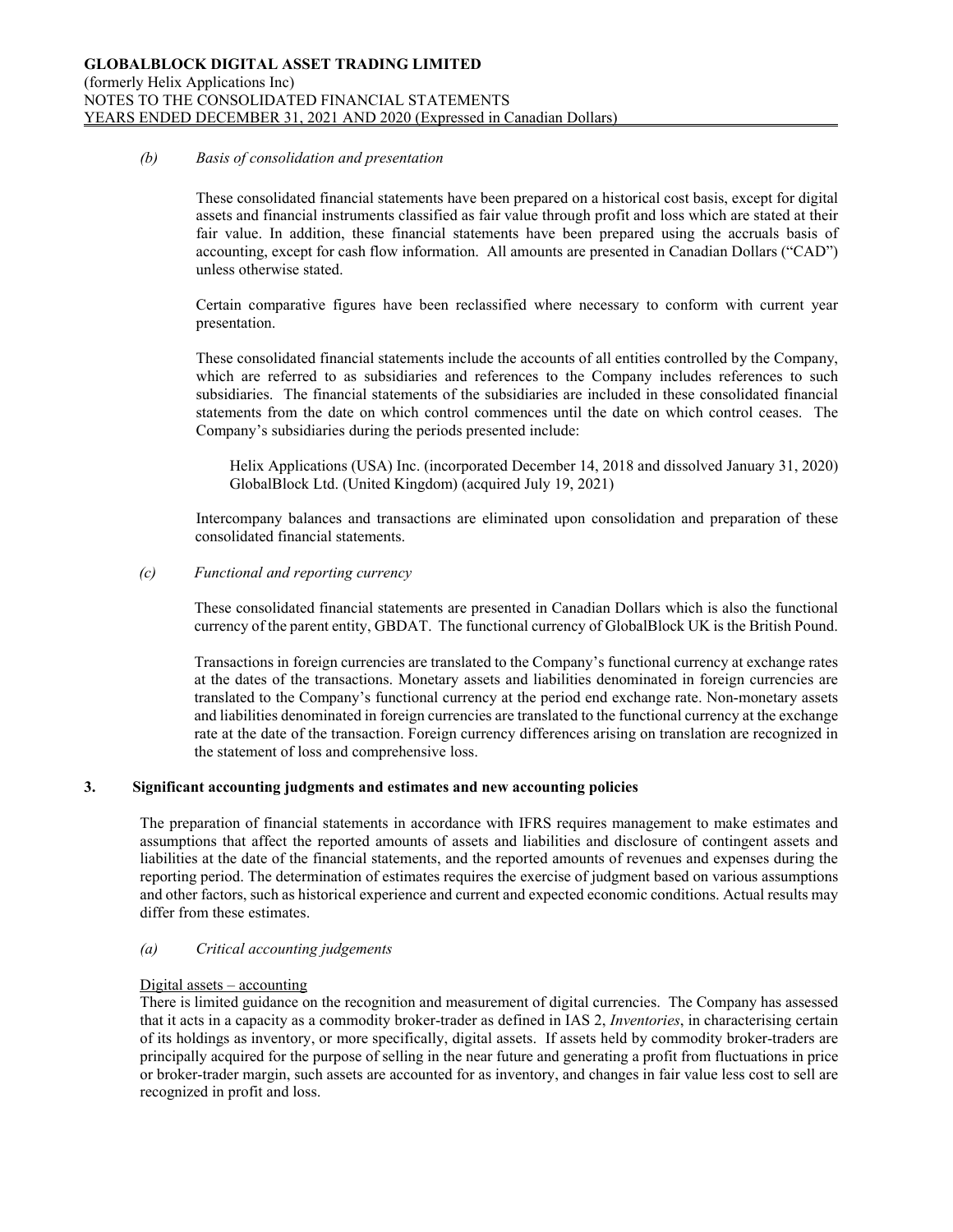*(b) Basis of consolidation and presentation*

These consolidated financial statements have been prepared on a historical cost basis, except for digital assets and financial instruments classified as fair value through profit and loss which are stated at their fair value. In addition, these financial statements have been prepared using the accruals basis of accounting, except for cash flow information. All amounts are presented in Canadian Dollars ("CAD") unless otherwise stated.

Certain comparative figures have been reclassified where necessary to conform with current year presentation.

These consolidated financial statements include the accounts of all entities controlled by the Company, which are referred to as subsidiaries and references to the Company includes references to such subsidiaries. The financial statements of the subsidiaries are included in these consolidated financial statements from the date on which control commences until the date on which control ceases. The Company's subsidiaries during the periods presented include:

Helix Applications (USA) Inc. (incorporated December 14, 2018 and dissolved January 31, 2020)
GlobalBlock Ltd. (United Kingdom) (acquired July 19, 2021)

Intercompany balances and transactions are eliminated upon consolidation and preparation of these consolidated financial statements.

*(c) Functional and reporting currency*

These consolidated financial statements are presented in Canadian Dollars which is also the functional currency of the parent entity, GBDAT. The functional currency of GlobalBlock UK is the British Pound.

Transactions in foreign currencies are translated to the Company's functional currency at exchange rates at the dates of the transactions. Monetary assets and liabilities denominated in foreign currencies are translated to the Company's functional currency at the period end exchange rate. Non-monetary assets and liabilities denominated in foreign currencies are translated to the functional currency at the exchange rate at the date of the transaction. Foreign currency differences arising on translation are recognized in the statement of loss and comprehensive loss.

## 3. Significant accounting judgments and estimates and new accounting policies

The preparation of financial statements in accordance with IFRS requires management to make estimates and assumptions that affect the reported amounts of assets and liabilities and disclosure of contingent assets and liabilities at the date of the financial statements, and the reported amounts of revenues and expenses during the reporting period. The determination of estimates requires the exercise of judgment based on various assumptions and other factors, such as historical experience and current and expected economic conditions. Actual results may differ from these estimates.

*(a) Critical accounting judgements*

Digital assets – accounting

There is limited guidance on the recognition and measurement of digital currencies. The Company has assessed that it acts in a capacity as a commodity broker-trader as defined in IAS 2, *Inventories*, in characterising certain of its holdings as inventory, or more specifically, digital assets. If assets held by commodity broker-traders are principally acquired for the purpose of selling in the near future and generating a profit from fluctuations in price or broker-trader margin, such assets are accounted for as inventory, and changes in fair value less cost to sell are recognized in profit and loss.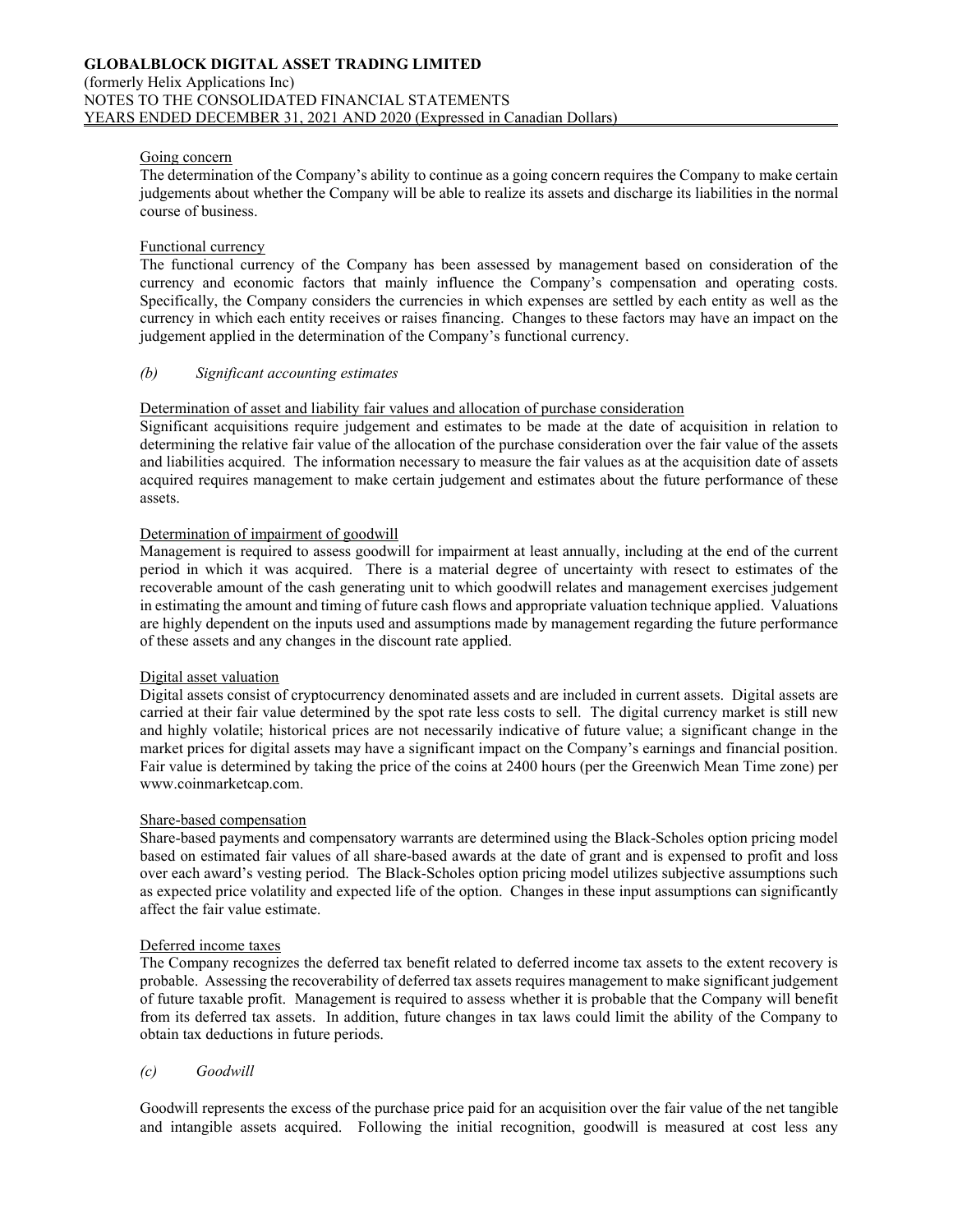Going concern

The determination of the Company's ability to continue as a going concern requires the Company to make certain judgements about whether the Company will be able to realize its assets and discharge its liabilities in the normal course of business.

Functional currency

The functional currency of the Company has been assessed by management based on consideration of the currency and economic factors that mainly influence the Company's compensation and operating costs. Specifically, the Company considers the currencies in which expenses are settled by each entity as well as the currency in which each entity receives or raises financing. Changes to these factors may have an impact on the judgement applied in the determination of the Company's functional currency.

*(b) Significant accounting estimates*

Determination of asset and liability fair values and allocation of purchase consideration

Significant acquisitions require judgement and estimates to be made at the date of acquisition in relation to determining the relative fair value of the allocation of the purchase consideration over the fair value of the assets and liabilities acquired. The information necessary to measure the fair values as at the acquisition date of assets acquired requires management to make certain judgement and estimates about the future performance of these assets.

Determination of impairment of goodwill

Management is required to assess goodwill for impairment at least annually, including at the end of the current period in which it was acquired. There is a material degree of uncertainty with resect to estimates of the recoverable amount of the cash generating unit to which goodwill relates and management exercises judgement in estimating the amount and timing of future cash flows and appropriate valuation technique applied. Valuations are highly dependent on the inputs used and assumptions made by management regarding the future performance of these assets and any changes in the discount rate applied.

Digital asset valuation

Digital assets consist of cryptocurrency denominated assets and are included in current assets. Digital assets are carried at their fair value determined by the spot rate less costs to sell. The digital currency market is still new and highly volatile; historical prices are not necessarily indicative of future value; a significant change in the market prices for digital assets may have a significant impact on the Company's earnings and financial position. Fair value is determined by taking the price of the coins at 2400 hours (per the Greenwich Mean Time zone) per www.coinmarketcap.com.

Share-based compensation

Share-based payments and compensatory warrants are determined using the Black-Scholes option pricing model based on estimated fair values of all share-based awards at the date of grant and is expensed to profit and loss over each award's vesting period. The Black-Scholes option pricing model utilizes subjective assumptions such as expected price volatility and expected life of the option. Changes in these input assumptions can significantly affect the fair value estimate.

Deferred income taxes

The Company recognizes the deferred tax benefit related to deferred income tax assets to the extent recovery is probable. Assessing the recoverability of deferred tax assets requires management to make significant judgement of future taxable profit. Management is required to assess whether it is probable that the Company will benefit from its deferred tax assets. In addition, future changes in tax laws could limit the ability of the Company to obtain tax deductions in future periods.

*(c) Goodwill*

Goodwill represents the excess of the purchase price paid for an acquisition over the fair value of the net tangible and intangible assets acquired. Following the initial recognition, goodwill is measured at cost less any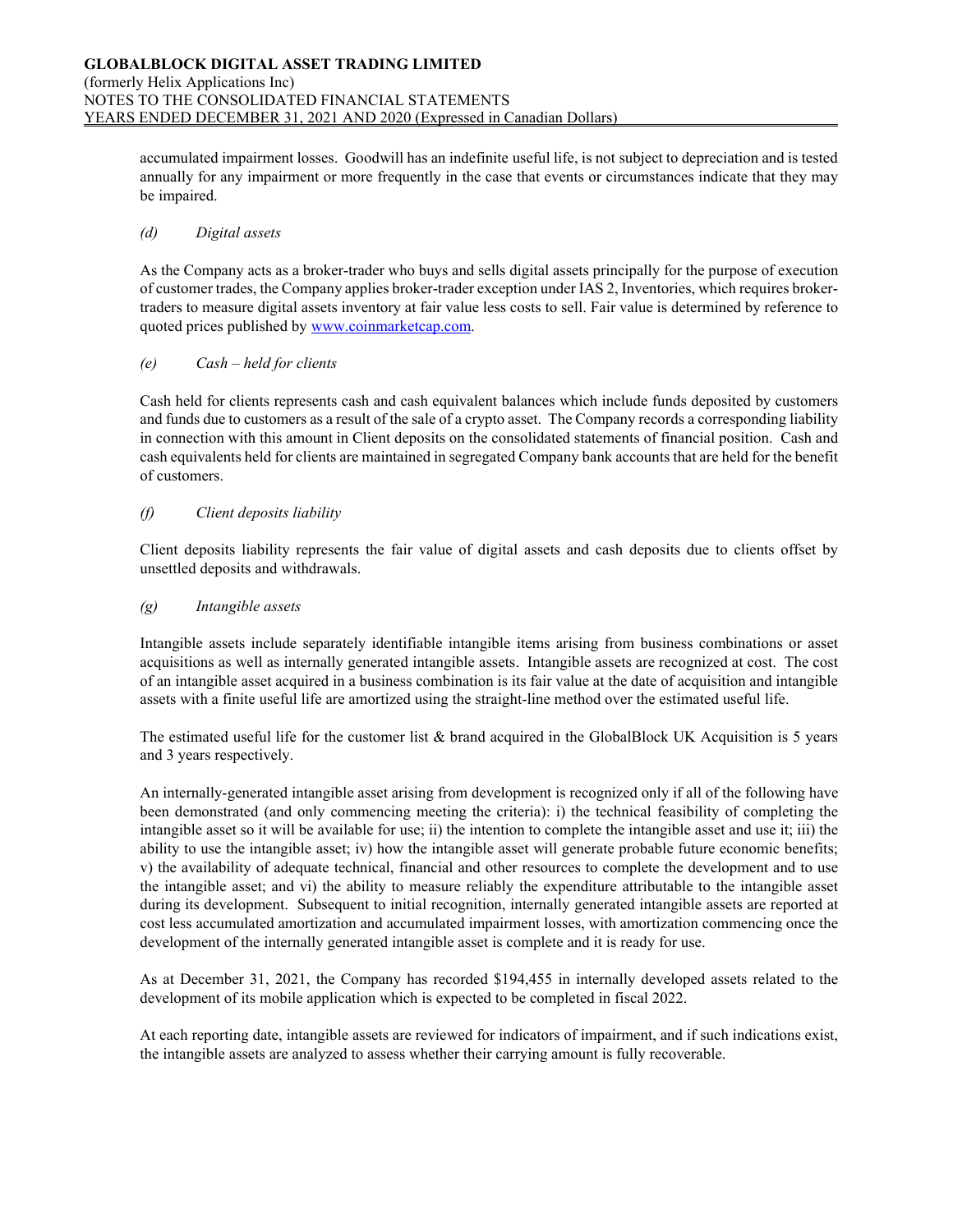accumulated impairment losses. Goodwill has an indefinite useful life, is not subject to depreciation and is tested annually for any impairment or more frequently in the case that events or circumstances indicate that they may be impaired.

*(d) Digital assets*

As the Company acts as a broker-trader who buys and sells digital assets principally for the purpose of execution of customer trades, the Company applies broker-trader exception under IAS 2, Inventories, which requires broker-traders to measure digital assets inventory at fair value less costs to sell. Fair value is determined by reference to quoted prices published by www.coinmarketcap.com.

*(e) Cash – held for clients*

Cash held for clients represents cash and cash equivalent balances which include funds deposited by customers and funds due to customers as a result of the sale of a crypto asset. The Company records a corresponding liability in connection with this amount in Client deposits on the consolidated statements of financial position. Cash and cash equivalents held for clients are maintained in segregated Company bank accounts that are held for the benefit of customers.

*(f) Client deposits liability*

Client deposits liability represents the fair value of digital assets and cash deposits due to clients offset by unsettled deposits and withdrawals.

*(g) Intangible assets*

Intangible assets include separately identifiable intangible items arising from business combinations or asset acquisitions as well as internally generated intangible assets. Intangible assets are recognized at cost. The cost of an intangible asset acquired in a business combination is its fair value at the date of acquisition and intangible assets with a finite useful life are amortized using the straight-line method over the estimated useful life.

The estimated useful life for the customer list & brand acquired in the GlobalBlock UK Acquisition is 5 years and 3 years respectively.

An internally-generated intangible asset arising from development is recognized only if all of the following have been demonstrated (and only commencing meeting the criteria): i) the technical feasibility of completing the intangible asset so it will be available for use; ii) the intention to complete the intangible asset and use it; iii) the ability to use the intangible asset; iv) how the intangible asset will generate probable future economic benefits; v) the availability of adequate technical, financial and other resources to complete the development and to use the intangible asset; and vi) the ability to measure reliably the expenditure attributable to the intangible asset during its development. Subsequent to initial recognition, internally generated intangible assets are reported at cost less accumulated amortization and accumulated impairment losses, with amortization commencing once the development of the internally generated intangible asset is complete and it is ready for use.

As at December 31, 2021, the Company has recorded $194,455 in internally developed assets related to the development of its mobile application which is expected to be completed in fiscal 2022.

At each reporting date, intangible assets are reviewed for indicators of impairment, and if such indications exist, the intangible assets are analyzed to assess whether their carrying amount is fully recoverable.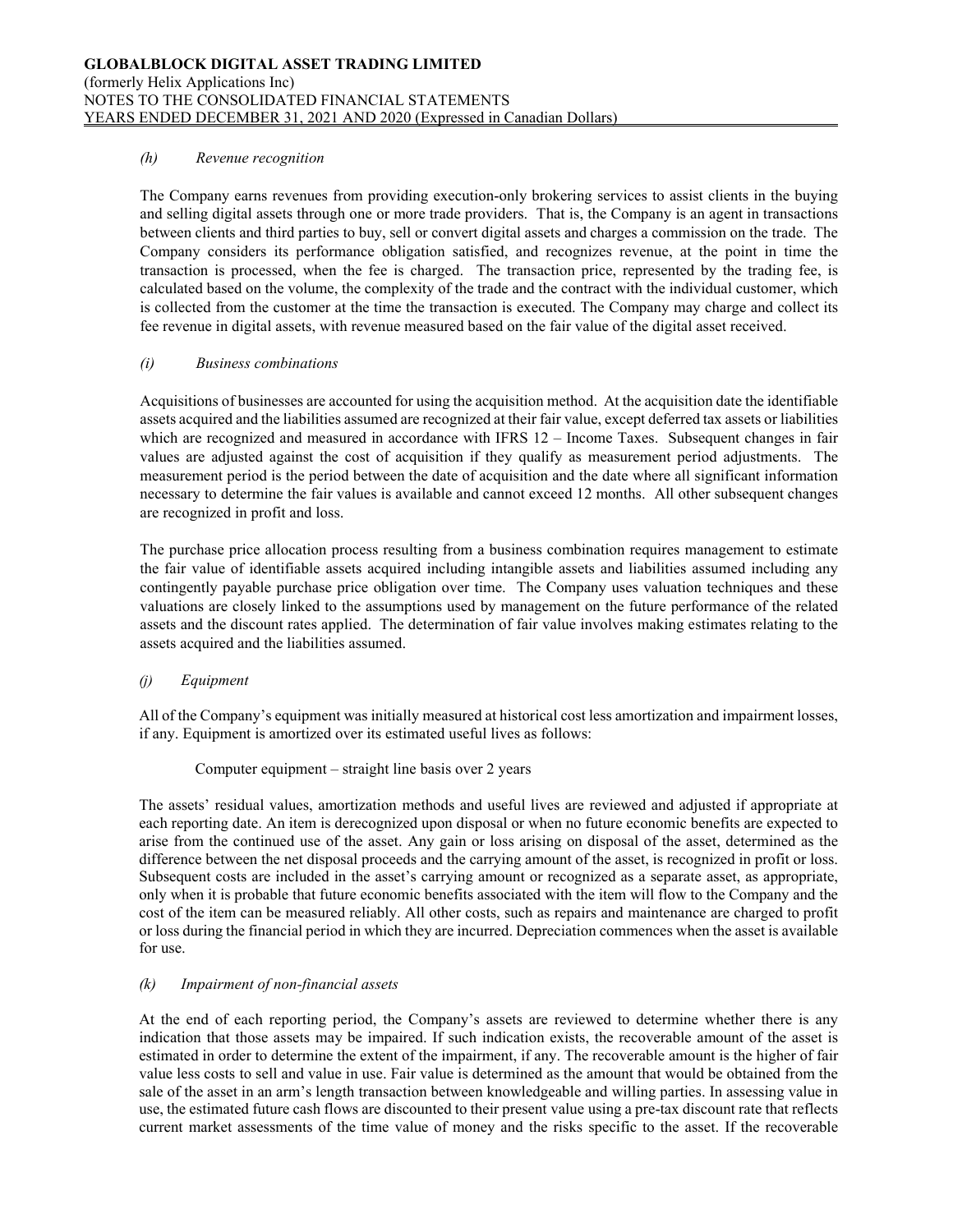*(h) Revenue recognition*

The Company earns revenues from providing execution-only brokering services to assist clients in the buying and selling digital assets through one or more trade providers. That is, the Company is an agent in transactions between clients and third parties to buy, sell or convert digital assets and charges a commission on the trade. The Company considers its performance obligation satisfied, and recognizes revenue, at the point in time the transaction is processed, when the fee is charged. The transaction price, represented by the trading fee, is calculated based on the volume, the complexity of the trade and the contract with the individual customer, which is collected from the customer at the time the transaction is executed. The Company may charge and collect its fee revenue in digital assets, with revenue measured based on the fair value of the digital asset received.

*(i) Business combinations*

Acquisitions of businesses are accounted for using the acquisition method. At the acquisition date the identifiable assets acquired and the liabilities assumed are recognized at their fair value, except deferred tax assets or liabilities which are recognized and measured in accordance with IFRS 12 – Income Taxes. Subsequent changes in fair values are adjusted against the cost of acquisition if they qualify as measurement period adjustments. The measurement period is the period between the date of acquisition and the date where all significant information necessary to determine the fair values is available and cannot exceed 12 months. All other subsequent changes are recognized in profit and loss.

The purchase price allocation process resulting from a business combination requires management to estimate the fair value of identifiable assets acquired including intangible assets and liabilities assumed including any contingently payable purchase price obligation over time. The Company uses valuation techniques and these valuations are closely linked to the assumptions used by management on the future performance of the related assets and the discount rates applied. The determination of fair value involves making estimates relating to the assets acquired and the liabilities assumed.

*(j) Equipment*

All of the Company's equipment was initially measured at historical cost less amortization and impairment losses, if any. Equipment is amortized over its estimated useful lives as follows:

Computer equipment – straight line basis over 2 years

The assets' residual values, amortization methods and useful lives are reviewed and adjusted if appropriate at each reporting date. An item is derecognized upon disposal or when no future economic benefits are expected to arise from the continued use of the asset. Any gain or loss arising on disposal of the asset, determined as the difference between the net disposal proceeds and the carrying amount of the asset, is recognized in profit or loss. Subsequent costs are included in the asset's carrying amount or recognized as a separate asset, as appropriate, only when it is probable that future economic benefits associated with the item will flow to the Company and the cost of the item can be measured reliably. All other costs, such as repairs and maintenance are charged to profit or loss during the financial period in which they are incurred. Depreciation commences when the asset is available for use.

*(k) Impairment of non-financial assets*

At the end of each reporting period, the Company's assets are reviewed to determine whether there is any indication that those assets may be impaired. If such indication exists, the recoverable amount of the asset is estimated in order to determine the extent of the impairment, if any. The recoverable amount is the higher of fair value less costs to sell and value in use. Fair value is determined as the amount that would be obtained from the sale of the asset in an arm's length transaction between knowledgeable and willing parties. In assessing value in use, the estimated future cash flows are discounted to their present value using a pre-tax discount rate that reflects current market assessments of the time value of money and the risks specific to the asset. If the recoverable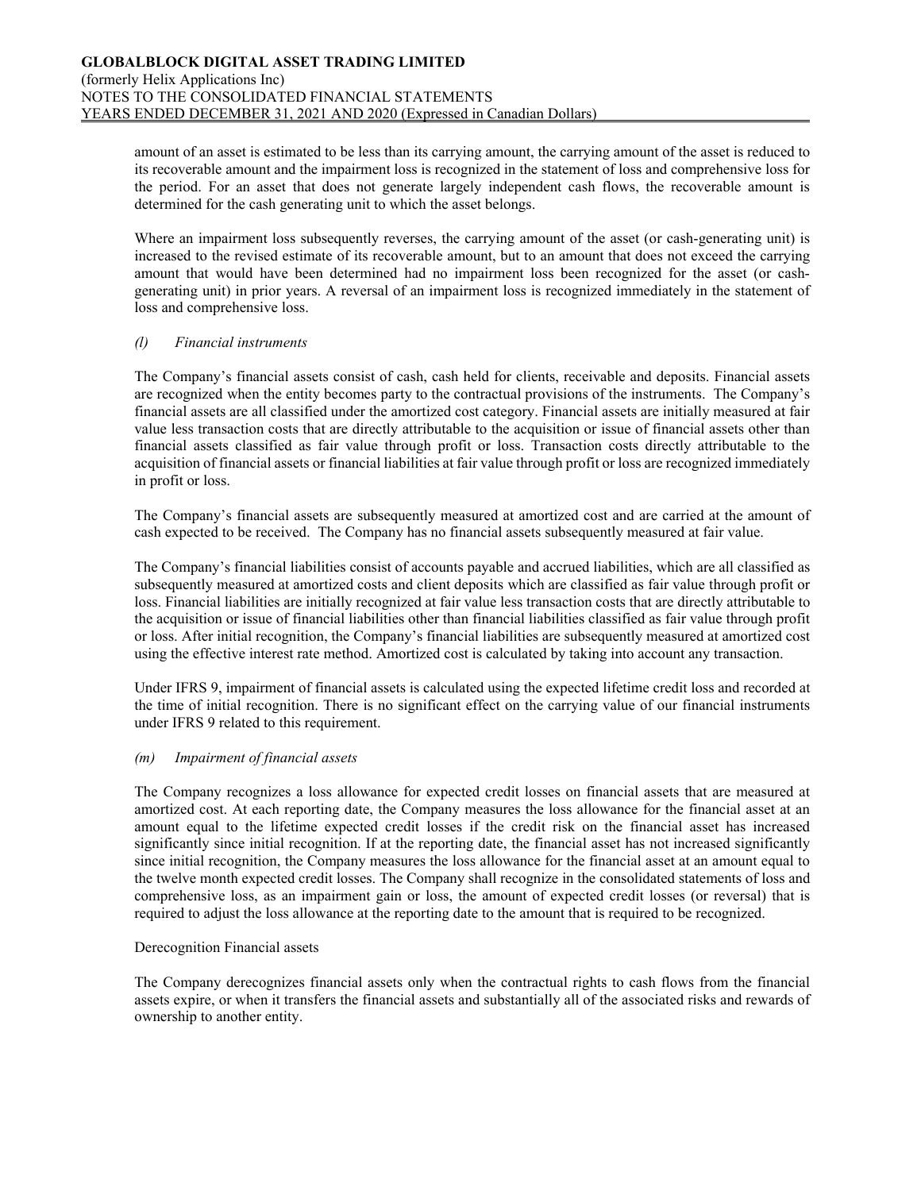amount of an asset is estimated to be less than its carrying amount, the carrying amount of the asset is reduced to its recoverable amount and the impairment loss is recognized in the statement of loss and comprehensive loss for the period. For an asset that does not generate largely independent cash flows, the recoverable amount is determined for the cash generating unit to which the asset belongs.

Where an impairment loss subsequently reverses, the carrying amount of the asset (or cash-generating unit) is increased to the revised estimate of its recoverable amount, but to an amount that does not exceed the carrying amount that would have been determined had no impairment loss been recognized for the asset (or cash-generating unit) in prior years. A reversal of an impairment loss is recognized immediately in the statement of loss and comprehensive loss.

*(l) Financial instruments*

The Company's financial assets consist of cash, cash held for clients, receivable and deposits. Financial assets are recognized when the entity becomes party to the contractual provisions of the instruments. The Company's financial assets are all classified under the amortized cost category. Financial assets are initially measured at fair value less transaction costs that are directly attributable to the acquisition or issue of financial assets other than financial assets classified as fair value through profit or loss. Transaction costs directly attributable to the acquisition of financial assets or financial liabilities at fair value through profit or loss are recognized immediately in profit or loss.

The Company's financial assets are subsequently measured at amortized cost and are carried at the amount of cash expected to be received. The Company has no financial assets subsequently measured at fair value.

The Company's financial liabilities consist of accounts payable and accrued liabilities, which are all classified as subsequently measured at amortized costs and client deposits which are classified as fair value through profit or loss. Financial liabilities are initially recognized at fair value less transaction costs that are directly attributable to the acquisition or issue of financial liabilities other than financial liabilities classified as fair value through profit or loss. After initial recognition, the Company's financial liabilities are subsequently measured at amortized cost using the effective interest rate method. Amortized cost is calculated by taking into account any transaction.

Under IFRS 9, impairment of financial assets is calculated using the expected lifetime credit loss and recorded at the time of initial recognition. There is no significant effect on the carrying value of our financial instruments under IFRS 9 related to this requirement.

*(m) Impairment of financial assets*

The Company recognizes a loss allowance for expected credit losses on financial assets that are measured at amortized cost. At each reporting date, the Company measures the loss allowance for the financial asset at an amount equal to the lifetime expected credit losses if the credit risk on the financial asset has increased significantly since initial recognition. If at the reporting date, the financial asset has not increased significantly since initial recognition, the Company measures the loss allowance for the financial asset at an amount equal to the twelve month expected credit losses. The Company shall recognize in the consolidated statements of loss and comprehensive loss, as an impairment gain or loss, the amount of expected credit losses (or reversal) that is required to adjust the loss allowance at the reporting date to the amount that is required to be recognized.

Derecognition Financial assets

The Company derecognizes financial assets only when the contractual rights to cash flows from the financial assets expire, or when it transfers the financial assets and substantially all of the associated risks and rewards of ownership to another entity.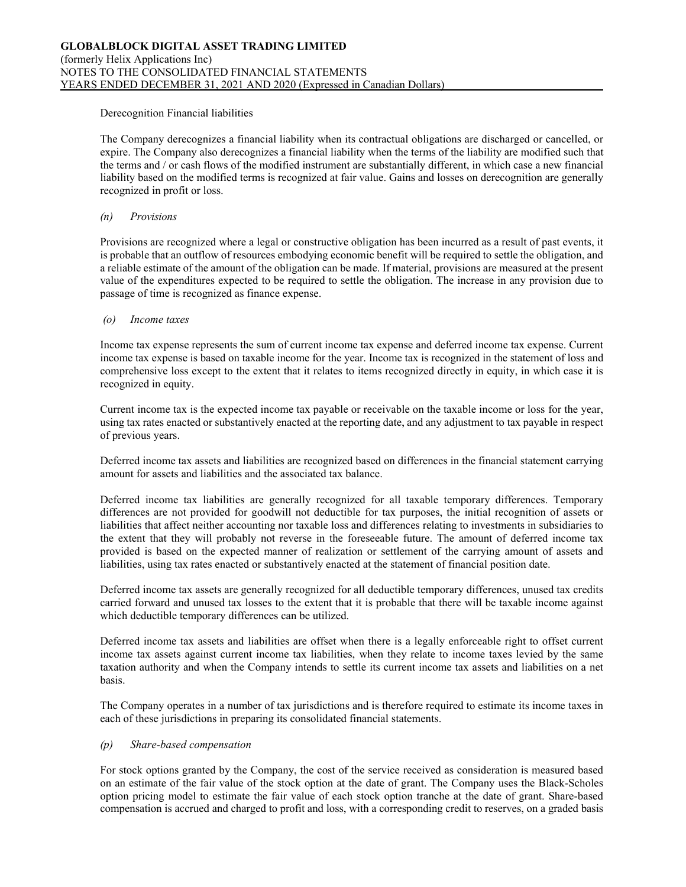Derecognition Financial liabilities

The Company derecognizes a financial liability when its contractual obligations are discharged or cancelled, or expire. The Company also derecognizes a financial liability when the terms of the liability are modified such that the terms and / or cash flows of the modified instrument are substantially different, in which case a new financial liability based on the modified terms is recognized at fair value. Gains and losses on derecognition are generally recognized in profit or loss.

*(n) Provisions*

Provisions are recognized where a legal or constructive obligation has been incurred as a result of past events, it is probable that an outflow of resources embodying economic benefit will be required to settle the obligation, and a reliable estimate of the amount of the obligation can be made. If material, provisions are measured at the present value of the expenditures expected to be required to settle the obligation. The increase in any provision due to passage of time is recognized as finance expense.

*(o) Income taxes*

Income tax expense represents the sum of current income tax expense and deferred income tax expense. Current income tax expense is based on taxable income for the year. Income tax is recognized in the statement of loss and comprehensive loss except to the extent that it relates to items recognized directly in equity, in which case it is recognized in equity.

Current income tax is the expected income tax payable or receivable on the taxable income or loss for the year, using tax rates enacted or substantively enacted at the reporting date, and any adjustment to tax payable in respect of previous years.

Deferred income tax assets and liabilities are recognized based on differences in the financial statement carrying amount for assets and liabilities and the associated tax balance.

Deferred income tax liabilities are generally recognized for all taxable temporary differences. Temporary differences are not provided for goodwill not deductible for tax purposes, the initial recognition of assets or liabilities that affect neither accounting nor taxable loss and differences relating to investments in subsidiaries to the extent that they will probably not reverse in the foreseeable future. The amount of deferred income tax provided is based on the expected manner of realization or settlement of the carrying amount of assets and liabilities, using tax rates enacted or substantively enacted at the statement of financial position date.

Deferred income tax assets are generally recognized for all deductible temporary differences, unused tax credits carried forward and unused tax losses to the extent that it is probable that there will be taxable income against which deductible temporary differences can be utilized.

Deferred income tax assets and liabilities are offset when there is a legally enforceable right to offset current income tax assets against current income tax liabilities, when they relate to income taxes levied by the same taxation authority and when the Company intends to settle its current income tax assets and liabilities on a net basis.

The Company operates in a number of tax jurisdictions and is therefore required to estimate its income taxes in each of these jurisdictions in preparing its consolidated financial statements.

*(p) Share-based compensation*

For stock options granted by the Company, the cost of the service received as consideration is measured based on an estimate of the fair value of the stock option at the date of grant. The Company uses the Black-Scholes option pricing model to estimate the fair value of each stock option tranche at the date of grant. Share-based compensation is accrued and charged to profit and loss, with a corresponding credit to reserves, on a graded basis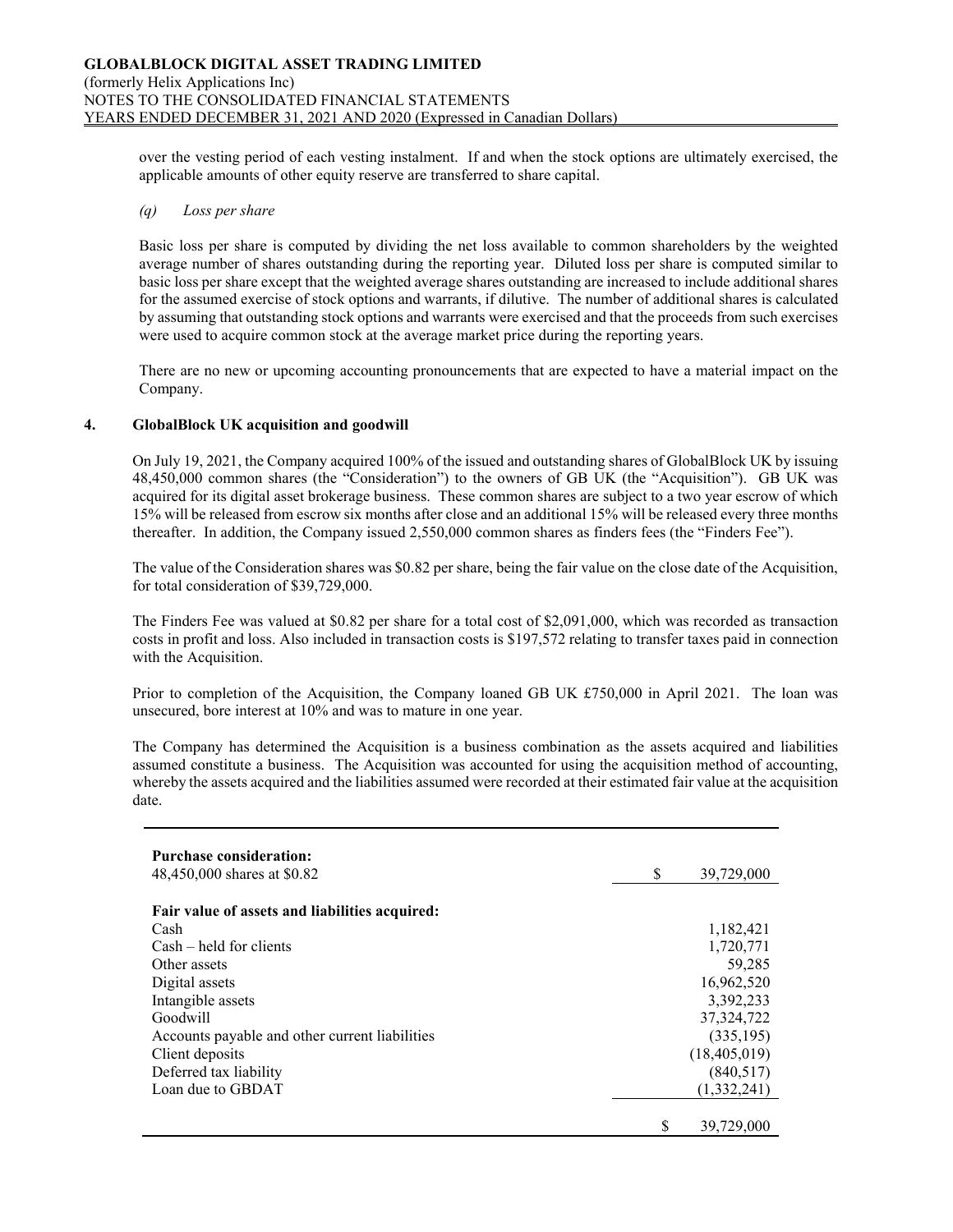over the vesting period of each vesting instalment. If and when the stock options are ultimately exercised, the applicable amounts of other equity reserve are transferred to share capital.

*(q) Loss per share*

Basic loss per share is computed by dividing the net loss available to common shareholders by the weighted average number of shares outstanding during the reporting year. Diluted loss per share is computed similar to basic loss per share except that the weighted average shares outstanding are increased to include additional shares for the assumed exercise of stock options and warrants, if dilutive. The number of additional shares is calculated by assuming that outstanding stock options and warrants were exercised and that the proceeds from such exercises were used to acquire common stock at the average market price during the reporting years.

There are no new or upcoming accounting pronouncements that are expected to have a material impact on the Company.

## 4. GlobalBlock UK acquisition and goodwill

On July 19, 2021, the Company acquired 100% of the issued and outstanding shares of GlobalBlock UK by issuing 48,450,000 common shares (the "Consideration") to the owners of GB UK (the "Acquisition"). GB UK was acquired for its digital asset brokerage business. These common shares are subject to a two year escrow of which 15% will be released from escrow six months after close and an additional 15% will be released every three months thereafter. In addition, the Company issued 2,550,000 common shares as finders fees (the "Finders Fee").

The value of the Consideration shares was $0.82 per share, being the fair value on the close date of the Acquisition, for total consideration of $39,729,000.

The Finders Fee was valued at $0.82 per share for a total cost of $2,091,000, which was recorded as transaction costs in profit and loss. Also included in transaction costs is $197,572 relating to transfer taxes paid in connection with the Acquisition.

Prior to completion of the Acquisition, the Company loaned GB UK £750,000 in April 2021. The loan was unsecured, bore interest at 10% and was to mature in one year.

The Company has determined the Acquisition is a business combination as the assets acquired and liabilities assumed constitute a business. The Acquisition was accounted for using the acquisition method of accounting, whereby the assets acquired and the liabilities assumed were recorded at their estimated fair value at the acquisition date.

| | |
|---|---|
| **Purchase consideration:** | |
| 48,450,000 shares at $0.82 | $ 39,729,000 |
| **Fair value of assets and liabilities acquired:** | |
| Cash | 1,182,421 |
| Cash – held for clients | 1,720,771 |
| Other assets | 59,285 |
| Digital assets | 16,962,520 |
| Intangible assets | 3,392,233 |
| Goodwill | 37,324,722 |
| Accounts payable and other current liabilities | (335,195) |
| Client deposits | (18,405,019) |
| Deferred tax liability | (840,517) |
| Loan due to GBDAT | (1,332,241) |
| | $ 39,729,000 |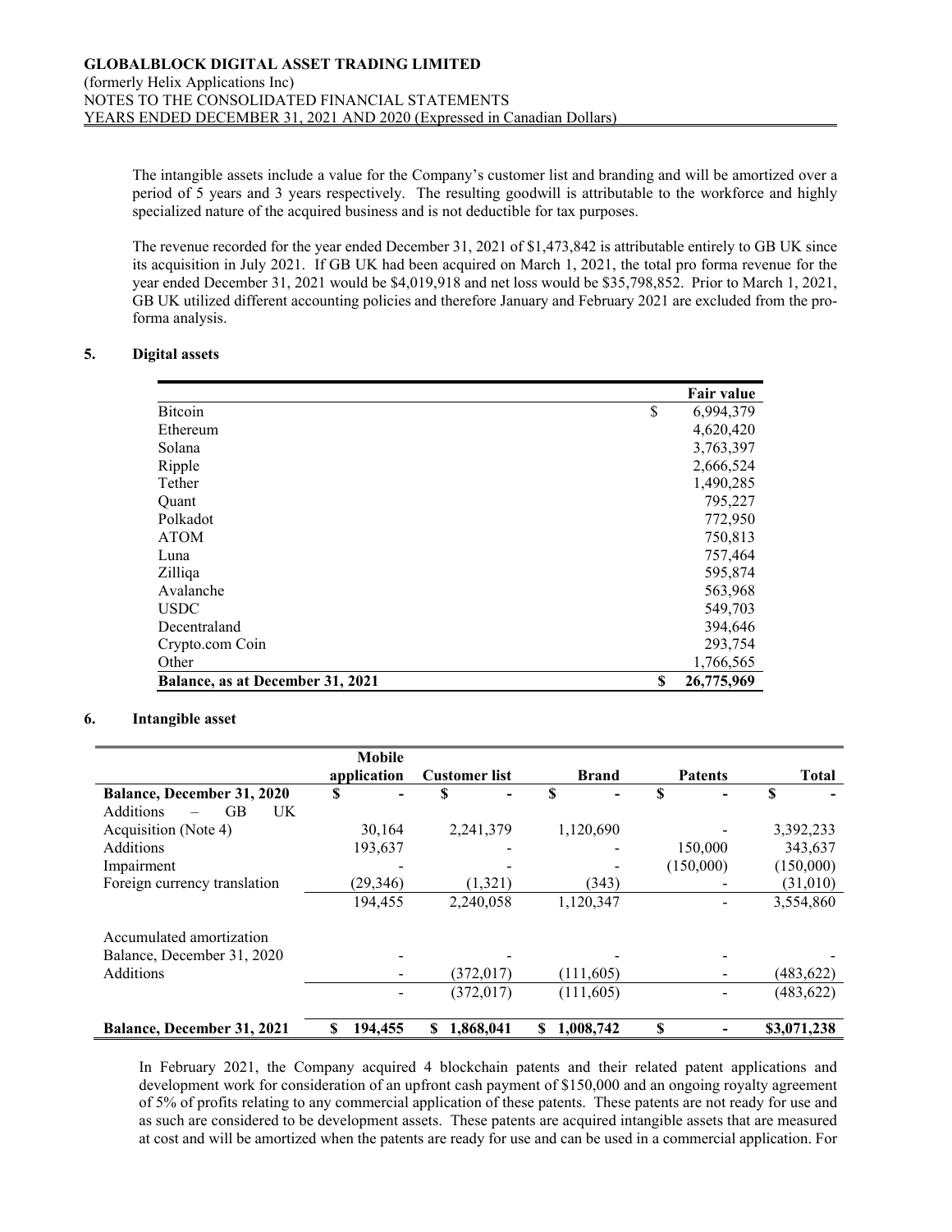The intangible assets include a value for the Company's customer list and branding and will be amortized over a period of 5 years and 3 years respectively. The resulting goodwill is attributable to the workforce and highly specialized nature of the acquired business and is not deductible for tax purposes.

The revenue recorded for the year ended December 31, 2021 of $1,473,842 is attributable entirely to GB UK since its acquisition in July 2021. If GB UK had been acquired on March 1, 2021, the total pro forma revenue for the year ended December 31, 2021 would be $4,019,918 and net loss would be $35,798,852. Prior to March 1, 2021, GB UK utilized different accounting policies and therefore January and February 2021 are excluded from the pro-forma analysis.

## 5. Digital assets

| | Fair value |
|---|---|
| Bitcoin | $ 6,994,379 |
| Ethereum | 4,620,420 |
| Solana | 3,763,397 |
| Ripple | 2,666,524 |
| Tether | 1,490,285 |
| Quant | 795,227 |
| Polkadot | 772,950 |
| ATOM | 750,813 |
| Luna | 757,464 |
| Zilliqa | 595,874 |
| Avalanche | 563,968 |
| USDC | 549,703 |
| Decentraland | 394,646 |
| Crypto.com Coin | 293,754 |
| Other | 1,766,565 |
| **Balance, as at December 31, 2021** | **$ 26,775,969** |

## 6. Intangible asset

| | Mobile application | Customer list | Brand | Patents | Total |
|---|---|---|---|---|---|
| **Balance, December 31, 2020** | **$ -** | **$ -** | **$ -** | **$ -** | **$ -** |
| Additions – GB UK Acquisition (Note 4) | 30,164 | 2,241,379 | 1,120,690 | - | 3,392,233 |
| Additions | 193,637 | - | - | 150,000 | 343,637 |
| Impairment | - | - | - | (150,000) | (150,000) |
| Foreign currency translation | (29,346) | (1,321) | (343) | - | (31,010) |
| | 194,455 | 2,240,058 | 1,120,347 | - | 3,554,860 |
| Accumulated amortization | | | | | |
| Balance, December 31, 2020 | - | - | - | - | - |
| Additions | - | (372,017) | (111,605) | - | (483,622) |
| | - | (372,017) | (111,605) | - | (483,622) |
| **Balance, December 31, 2021** | **$ 194,455** | **$ 1,868,041** | **$ 1,008,742** | **$ -** | **$3,071,238** |

In February 2021, the Company acquired 4 blockchain patents and their related patent applications and development work for consideration of an upfront cash payment of $150,000 and an ongoing royalty agreement of 5% of profits relating to any commercial application of these patents. These patents are not ready for use and as such are considered to be development assets. These patents are acquired intangible assets that are measured at cost and will be amortized when the patents are ready for use and can be used in a commercial application. For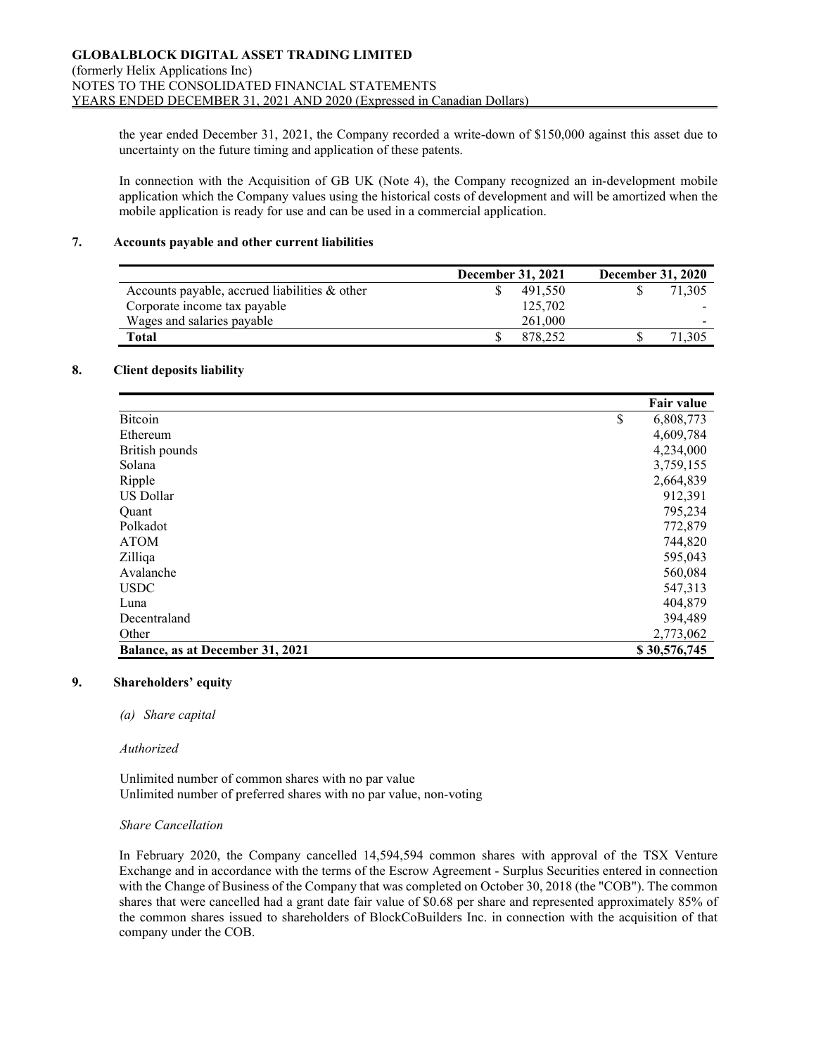the year ended December 31, 2021, the Company recorded a write-down of $150,000 against this asset due to uncertainty on the future timing and application of these patents.

In connection with the Acquisition of GB UK (Note 4), the Company recognized an in-development mobile application which the Company values using the historical costs of development and will be amortized when the mobile application is ready for use and can be used in a commercial application.

## 7. Accounts payable and other current liabilities

| | December 31, 2021 | December 31, 2020 |
|---|---|---|
| Accounts payable, accrued liabilities & other | $ 491,550 | $ 71,305 |
| Corporate income tax payable | 125,702 | - |
| Wages and salaries payable | 261,000 | - |
| **Total** | $ 878,252 | $ 71,305 |

## 8. Client deposits liability

| | Fair value |
|---|---|
| Bitcoin | $ 6,808,773 |
| Ethereum | 4,609,784 |
| British pounds | 4,234,000 |
| Solana | 3,759,155 |
| Ripple | 2,664,839 |
| US Dollar | 912,391 |
| Quant | 795,234 |
| Polkadot | 772,879 |
| ATOM | 744,820 |
| Zilliqa | 595,043 |
| Avalanche | 560,084 |
| USDC | 547,313 |
| Luna | 404,879 |
| Decentraland | 394,489 |
| Other | 2,773,062 |
| **Balance, as at December 31, 2021** | **$ 30,576,745** |

## 9. Shareholders' equity

*(a) Share capital*

*Authorized*

Unlimited number of common shares with no par value
Unlimited number of preferred shares with no par value, non-voting

*Share Cancellation*

In February 2020, the Company cancelled 14,594,594 common shares with approval of the TSX Venture Exchange and in accordance with the terms of the Escrow Agreement - Surplus Securities entered in connection with the Change of Business of the Company that was completed on October 30, 2018 (the "COB"). The common shares that were cancelled had a grant date fair value of $0.68 per share and represented approximately 85% of the common shares issued to shareholders of BlockCoBuilders Inc. in connection with the acquisition of that company under the COB.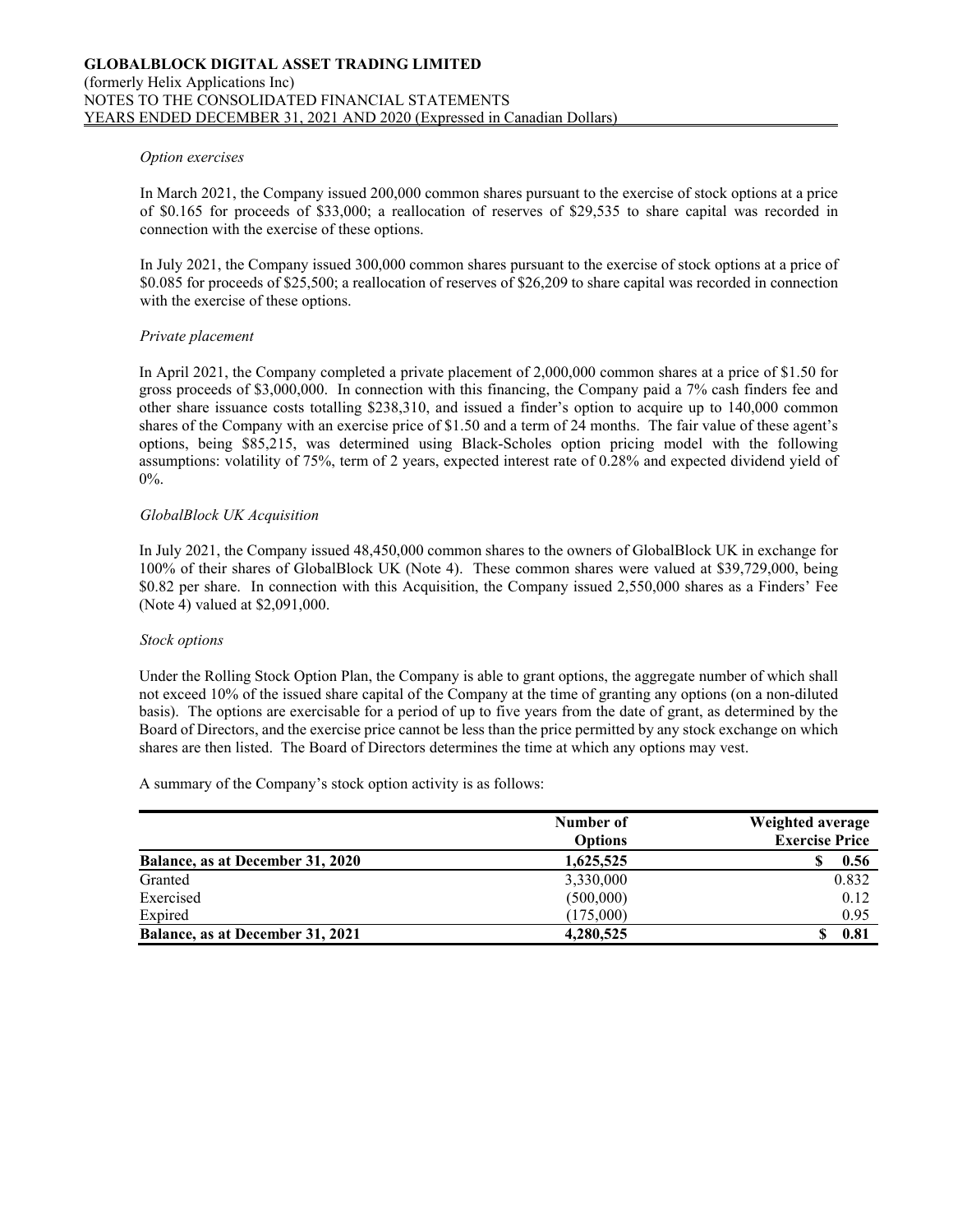*Option exercises*

In March 2021, the Company issued 200,000 common shares pursuant to the exercise of stock options at a price of \$0.165 for proceeds of \$33,000; a reallocation of reserves of \$29,535 to share capital was recorded in connection with the exercise of these options.

In July 2021, the Company issued 300,000 common shares pursuant to the exercise of stock options at a price of \$0.085 for proceeds of \$25,500; a reallocation of reserves of \$26,209 to share capital was recorded in connection with the exercise of these options.

*Private placement*

In April 2021, the Company completed a private placement of 2,000,000 common shares at a price of \$1.50 for gross proceeds of \$3,000,000. In connection with this financing, the Company paid a 7% cash finders fee and other share issuance costs totalling \$238,310, and issued a finder's option to acquire up to 140,000 common shares of the Company with an exercise price of \$1.50 and a term of 24 months. The fair value of these agent's options, being \$85,215, was determined using Black-Scholes option pricing model with the following assumptions: volatility of 75%, term of 2 years, expected interest rate of 0.28% and expected dividend yield of 0%.

*GlobalBlock UK Acquisition*

In July 2021, the Company issued 48,450,000 common shares to the owners of GlobalBlock UK in exchange for 100% of their shares of GlobalBlock UK (Note 4). These common shares were valued at \$39,729,000, being \$0.82 per share. In connection with this Acquisition, the Company issued 2,550,000 shares as a Finders' Fee (Note 4) valued at \$2,091,000.

*Stock options*

Under the Rolling Stock Option Plan, the Company is able to grant options, the aggregate number of which shall not exceed 10% of the issued share capital of the Company at the time of granting any options (on a non-diluted basis). The options are exercisable for a period of up to five years from the date of grant, as determined by the Board of Directors, and the exercise price cannot be less than the price permitted by any stock exchange on which shares are then listed. The Board of Directors determines the time at which any options may vest.

A summary of the Company's stock option activity is as follows:

| | Number of Options | Weighted average Exercise Price |
|---|---|---|
| **Balance, as at December 31, 2020** | **1,625,525** | **\$ 0.56** |
| Granted | 3,330,000 | 0.832 |
| Exercised | (500,000) | 0.12 |
| Expired | (175,000) | 0.95 |
| **Balance, as at December 31, 2021** | **4,280,525** | **\$ 0.81** |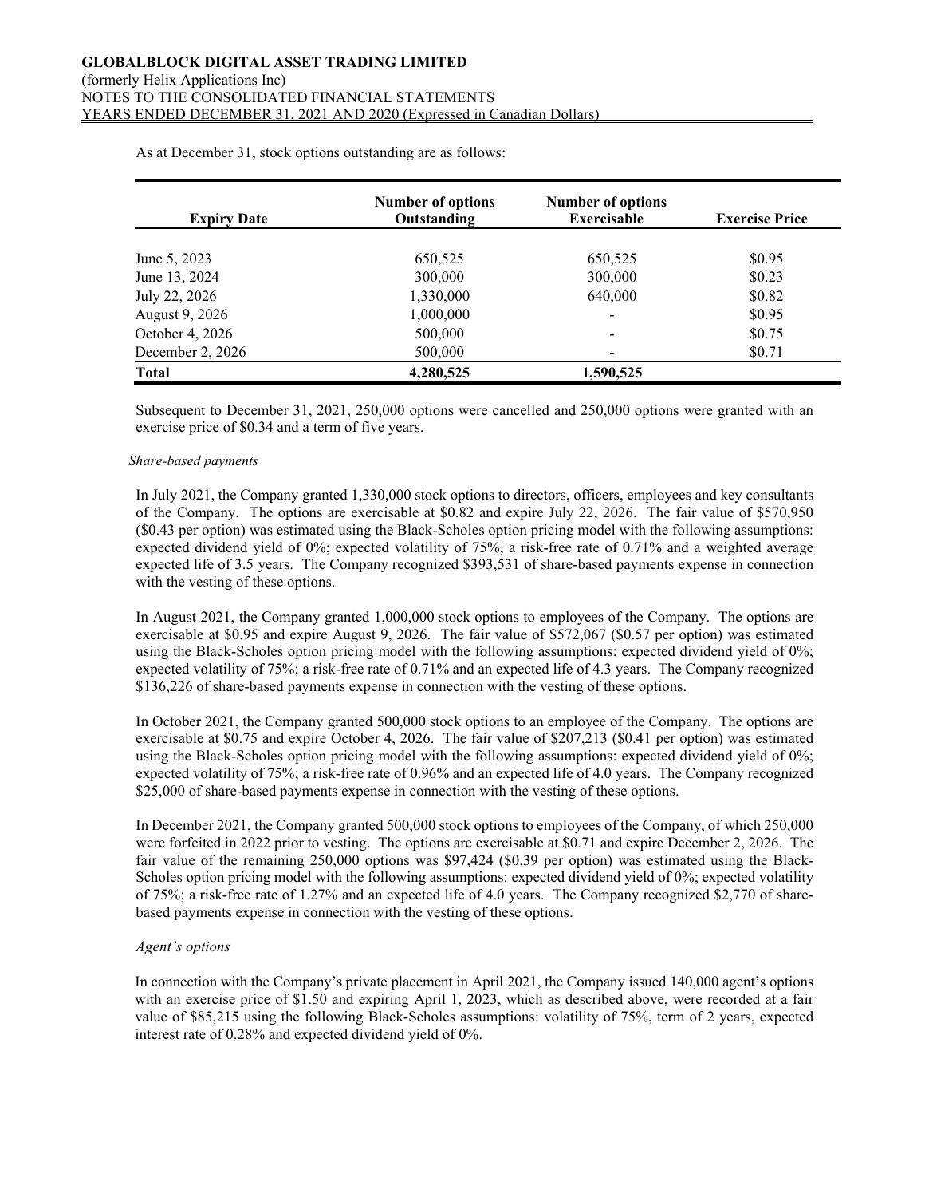As at December 31, stock options outstanding are as follows:

| Expiry Date | Number of options Outstanding | Number of options Exercisable | Exercise Price |
|---|---|---|---|
| June 5, 2023 | 650,525 | 650,525 | $0.95 |
| June 13, 2024 | 300,000 | 300,000 | $0.23 |
| July 22, 2026 | 1,330,000 | 640,000 | $0.82 |
| August 9, 2026 | 1,000,000 | - | $0.95 |
| October 4, 2026 | 500,000 | - | $0.75 |
| December 2, 2026 | 500,000 | - | $0.71 |
| **Total** | **4,280,525** | **1,590,525** | |

Subsequent to December 31, 2021, 250,000 options were cancelled and 250,000 options were granted with an exercise price of $0.34 and a term of five years.

*Share-based payments*

In July 2021, the Company granted 1,330,000 stock options to directors, officers, employees and key consultants of the Company. The options are exercisable at $0.82 and expire July 22, 2026. The fair value of $570,950 ($0.43 per option) was estimated using the Black-Scholes option pricing model with the following assumptions: expected dividend yield of 0%; expected volatility of 75%, a risk-free rate of 0.71% and a weighted average expected life of 3.5 years. The Company recognized $393,531 of share-based payments expense in connection with the vesting of these options.

In August 2021, the Company granted 1,000,000 stock options to employees of the Company. The options are exercisable at $0.95 and expire August 9, 2026. The fair value of $572,067 ($0.57 per option) was estimated using the Black-Scholes option pricing model with the following assumptions: expected dividend yield of 0%; expected volatility of 75%; a risk-free rate of 0.71% and an expected life of 4.3 years. The Company recognized $136,226 of share-based payments expense in connection with the vesting of these options.

In October 2021, the Company granted 500,000 stock options to an employee of the Company. The options are exercisable at $0.75 and expire October 4, 2026. The fair value of $207,213 ($0.41 per option) was estimated using the Black-Scholes option pricing model with the following assumptions: expected dividend yield of 0%; expected volatility of 75%; a risk-free rate of 0.96% and an expected life of 4.0 years. The Company recognized $25,000 of share-based payments expense in connection with the vesting of these options.

In December 2021, the Company granted 500,000 stock options to employees of the Company, of which 250,000 were forfeited in 2022 prior to vesting. The options are exercisable at $0.71 and expire December 2, 2026. The fair value of the remaining 250,000 options was $97,424 ($0.39 per option) was estimated using the Black-Scholes option pricing model with the following assumptions: expected dividend yield of 0%; expected volatility of 75%; a risk-free rate of 1.27% and an expected life of 4.0 years. The Company recognized $2,770 of share-based payments expense in connection with the vesting of these options.

*Agent's options*

In connection with the Company's private placement in April 2021, the Company issued 140,000 agent's options with an exercise price of $1.50 and expiring April 1, 2023, which as described above, were recorded at a fair value of $85,215 using the following Black-Scholes assumptions: volatility of 75%, term of 2 years, expected interest rate of 0.28% and expected dividend yield of 0%.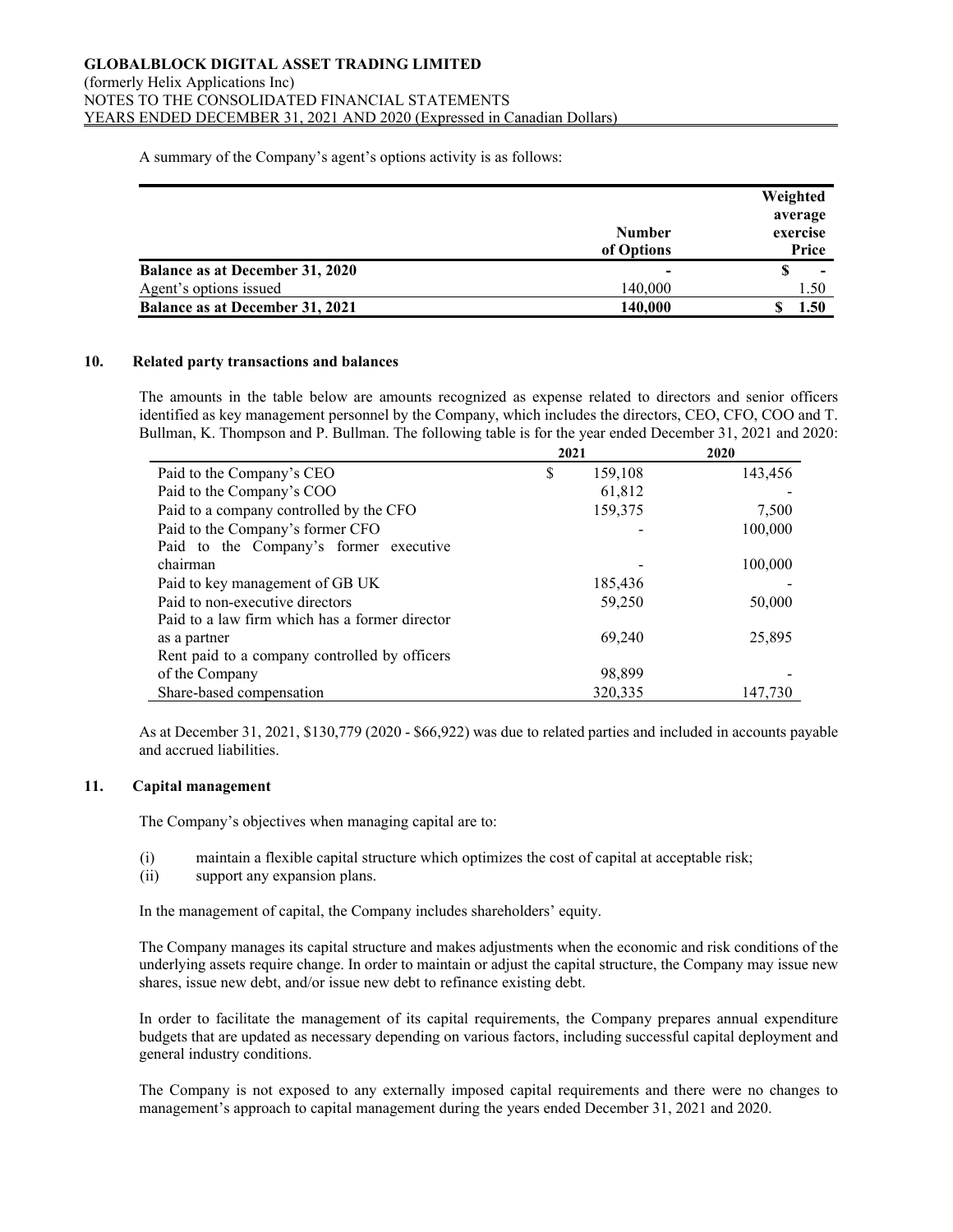A summary of the Company's agent's options activity is as follows:

| | Number of Options | Weighted average exercise Price |
|---|---|---|
| **Balance as at December 31, 2020** | **-** | **$ -** |
| Agent's options issued | 140,000 | 1.50 |
| **Balance as at December 31, 2021** | **140,000** | **$ 1.50** |

## 10. Related party transactions and balances

The amounts in the table below are amounts recognized as expense related to directors and senior officers identified as key management personnel by the Company, which includes the directors, CEO, CFO, COO and T. Bullman, K. Thompson and P. Bullman. The following table is for the year ended December 31, 2021 and 2020:

| | 2021 | 2020 |
|---|---|---|
| Paid to the Company's CEO | $ 159,108 | 143,456 |
| Paid to the Company's COO | 61,812 | - |
| Paid to a company controlled by the CFO | 159,375 | 7,500 |
| Paid to the Company's former CFO | - | 100,000 |
| Paid to the Company's former executive chairman | - | 100,000 |
| Paid to key management of GB UK | 185,436 | - |
| Paid to non-executive directors | 59,250 | 50,000 |
| Paid to a law firm which has a former director as a partner | 69,240 | 25,895 |
| Rent paid to a company controlled by officers of the Company | 98,899 | - |
| Share-based compensation | 320,335 | 147,730 |

As at December 31, 2021, $130,779 (2020 - $66,922) was due to related parties and included in accounts payable and accrued liabilities.

## 11. Capital management

The Company's objectives when managing capital are to:

(i) maintain a flexible capital structure which optimizes the cost of capital at acceptable risk;
(ii) support any expansion plans.

In the management of capital, the Company includes shareholders' equity.

The Company manages its capital structure and makes adjustments when the economic and risk conditions of the underlying assets require change. In order to maintain or adjust the capital structure, the Company may issue new shares, issue new debt, and/or issue new debt to refinance existing debt.

In order to facilitate the management of its capital requirements, the Company prepares annual expenditure budgets that are updated as necessary depending on various factors, including successful capital deployment and general industry conditions.

The Company is not exposed to any externally imposed capital requirements and there were no changes to management's approach to capital management during the years ended December 31, 2021 and 2020.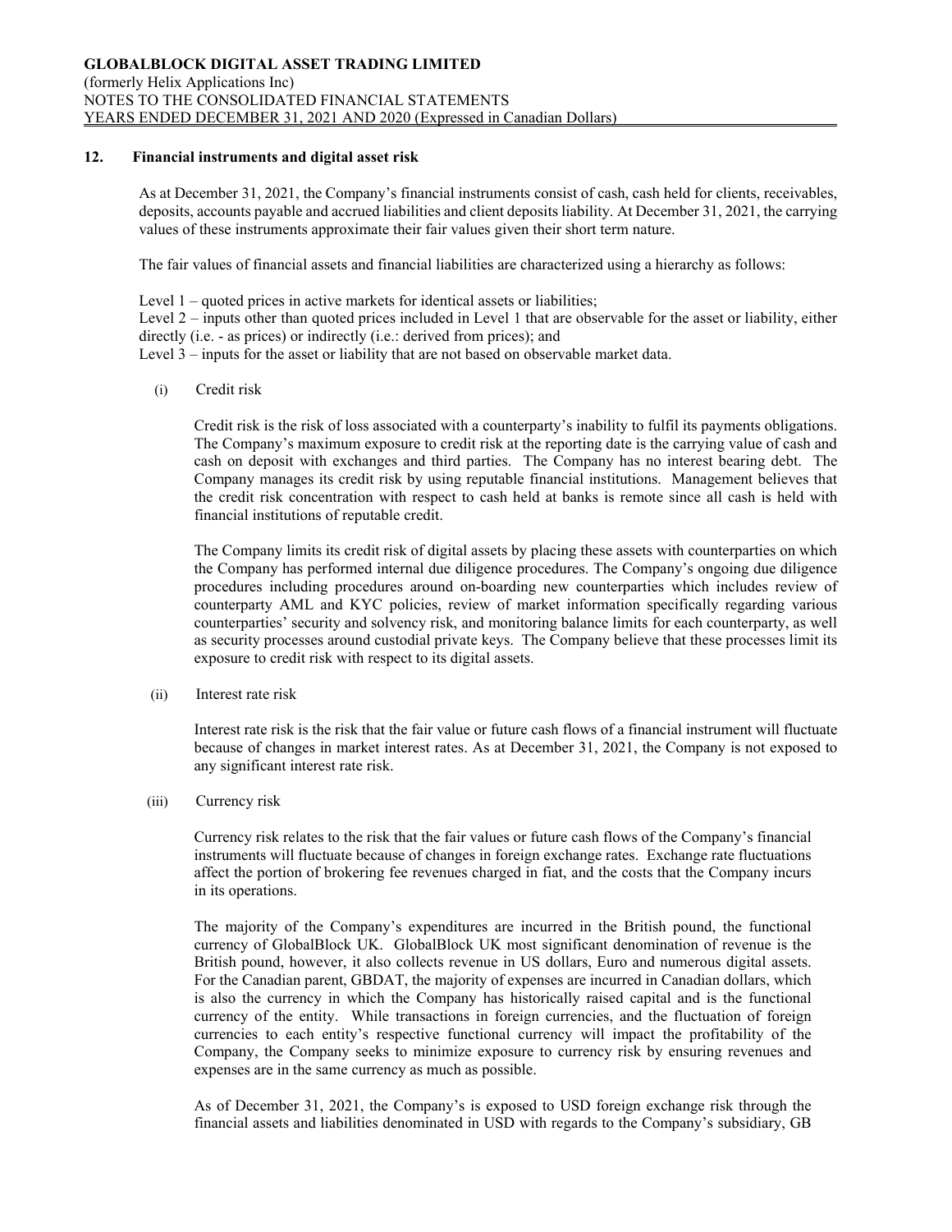## 12. Financial instruments and digital asset risk

As at December 31, 2021, the Company's financial instruments consist of cash, cash held for clients, receivables, deposits, accounts payable and accrued liabilities and client deposits liability. At December 31, 2021, the carrying values of these instruments approximate their fair values given their short term nature.

The fair values of financial assets and financial liabilities are characterized using a hierarchy as follows:

Level 1 – quoted prices in active markets for identical assets or liabilities;
Level 2 – inputs other than quoted prices included in Level 1 that are observable for the asset or liability, either directly (i.e. - as prices) or indirectly (i.e.: derived from prices); and
Level 3 – inputs for the asset or liability that are not based on observable market data.

(i) Credit risk

Credit risk is the risk of loss associated with a counterparty's inability to fulfil its payments obligations. The Company's maximum exposure to credit risk at the reporting date is the carrying value of cash and cash on deposit with exchanges and third parties. The Company has no interest bearing debt. The Company manages its credit risk by using reputable financial institutions. Management believes that the credit risk concentration with respect to cash held at banks is remote since all cash is held with financial institutions of reputable credit.

The Company limits its credit risk of digital assets by placing these assets with counterparties on which the Company has performed internal due diligence procedures. The Company's ongoing due diligence procedures including procedures around on-boarding new counterparties which includes review of counterparty AML and KYC policies, review of market information specifically regarding various counterparties' security and solvency risk, and monitoring balance limits for each counterparty, as well as security processes around custodial private keys. The Company believe that these processes limit its exposure to credit risk with respect to its digital assets.

(ii) Interest rate risk

Interest rate risk is the risk that the fair value or future cash flows of a financial instrument will fluctuate because of changes in market interest rates. As at December 31, 2021, the Company is not exposed to any significant interest rate risk.

(iii) Currency risk

Currency risk relates to the risk that the fair values or future cash flows of the Company's financial instruments will fluctuate because of changes in foreign exchange rates. Exchange rate fluctuations affect the portion of brokering fee revenues charged in fiat, and the costs that the Company incurs in its operations.

The majority of the Company's expenditures are incurred in the British pound, the functional currency of GlobalBlock UK. GlobalBlock UK most significant denomination of revenue is the British pound, however, it also collects revenue in US dollars, Euro and numerous digital assets. For the Canadian parent, GBDAT, the majority of expenses are incurred in Canadian dollars, which is also the currency in which the Company has historically raised capital and is the functional currency of the entity. While transactions in foreign currencies, and the fluctuation of foreign currencies to each entity's respective functional currency will impact the profitability of the Company, the Company seeks to minimize exposure to currency risk by ensuring revenues and expenses are in the same currency as much as possible.

As of December 31, 2021, the Company's is exposed to USD foreign exchange risk through the financial assets and liabilities denominated in USD with regards to the Company's subsidiary, GB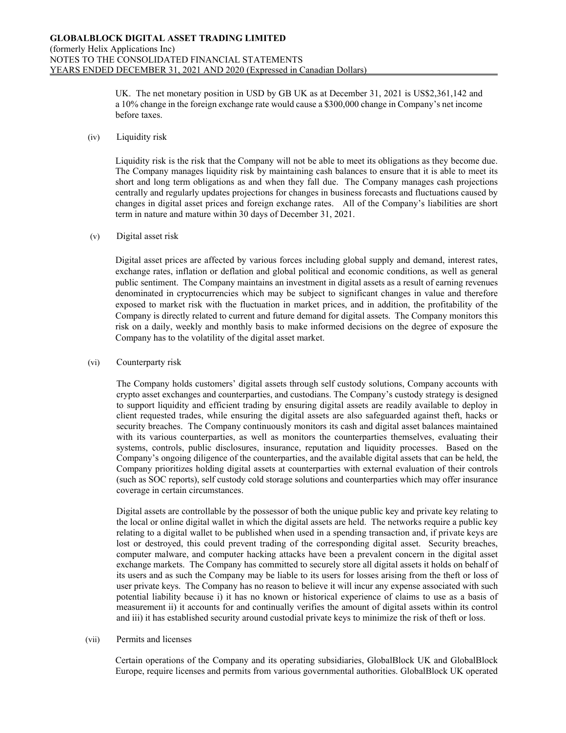UK. The net monetary position in USD by GB UK as at December 31, 2021 is US$2,361,142 and a 10% change in the foreign exchange rate would cause a $300,000 change in Company's net income before taxes.

(iv) Liquidity risk

Liquidity risk is the risk that the Company will not be able to meet its obligations as they become due. The Company manages liquidity risk by maintaining cash balances to ensure that it is able to meet its short and long term obligations as and when they fall due. The Company manages cash projections centrally and regularly updates projections for changes in business forecasts and fluctuations caused by changes in digital asset prices and foreign exchange rates. All of the Company's liabilities are short term in nature and mature within 30 days of December 31, 2021.

(v) Digital asset risk

Digital asset prices are affected by various forces including global supply and demand, interest rates, exchange rates, inflation or deflation and global political and economic conditions, as well as general public sentiment. The Company maintains an investment in digital assets as a result of earning revenues denominated in cryptocurrencies which may be subject to significant changes in value and therefore exposed to market risk with the fluctuation in market prices, and in addition, the profitability of the Company is directly related to current and future demand for digital assets. The Company monitors this risk on a daily, weekly and monthly basis to make informed decisions on the degree of exposure the Company has to the volatility of the digital asset market.

(vi) Counterparty risk

The Company holds customers' digital assets through self custody solutions, Company accounts with crypto asset exchanges and counterparties, and custodians. The Company's custody strategy is designed to support liquidity and efficient trading by ensuring digital assets are readily available to deploy in client requested trades, while ensuring the digital assets are also safeguarded against theft, hacks or security breaches. The Company continuously monitors its cash and digital asset balances maintained with its various counterparties, as well as monitors the counterparties themselves, evaluating their systems, controls, public disclosures, insurance, reputation and liquidity processes. Based on the Company's ongoing diligence of the counterparties, and the available digital assets that can be held, the Company prioritizes holding digital assets at counterparties with external evaluation of their controls (such as SOC reports), self custody cold storage solutions and counterparties which may offer insurance coverage in certain circumstances.

Digital assets are controllable by the possessor of both the unique public key and private key relating to the local or online digital wallet in which the digital assets are held. The networks require a public key relating to a digital wallet to be published when used in a spending transaction and, if private keys are lost or destroyed, this could prevent trading of the corresponding digital asset. Security breaches, computer malware, and computer hacking attacks have been a prevalent concern in the digital asset exchange markets. The Company has committed to securely store all digital assets it holds on behalf of its users and as such the Company may be liable to its users for losses arising from the theft or loss of user private keys. The Company has no reason to believe it will incur any expense associated with such potential liability because i) it has no known or historical experience of claims to use as a basis of measurement ii) it accounts for and continually verifies the amount of digital assets within its control and iii) it has established security around custodial private keys to minimize the risk of theft or loss.

(vii) Permits and licenses

Certain operations of the Company and its operating subsidiaries, GlobalBlock UK and GlobalBlock Europe, require licenses and permits from various governmental authorities. GlobalBlock UK operated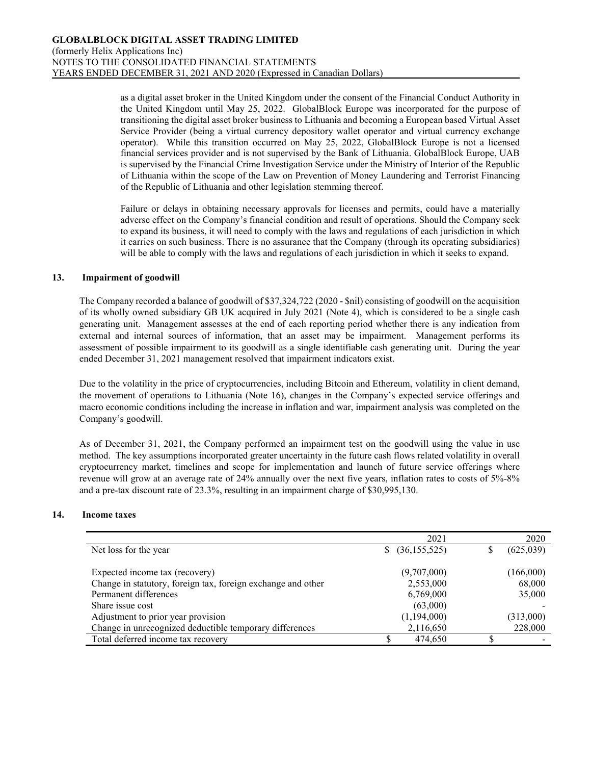as a digital asset broker in the United Kingdom under the consent of the Financial Conduct Authority in the United Kingdom until May 25, 2022. GlobalBlock Europe was incorporated for the purpose of transitioning the digital asset broker business to Lithuania and becoming a European based Virtual Asset Service Provider (being a virtual currency depository wallet operator and virtual currency exchange operator). While this transition occurred on May 25, 2022, GlobalBlock Europe is not a licensed financial services provider and is not supervised by the Bank of Lithuania. GlobalBlock Europe, UAB is supervised by the Financial Crime Investigation Service under the Ministry of Interior of the Republic of Lithuania within the scope of the Law on Prevention of Money Laundering and Terrorist Financing of the Republic of Lithuania and other legislation stemming thereof.

Failure or delays in obtaining necessary approvals for licenses and permits, could have a materially adverse effect on the Company's financial condition and result of operations. Should the Company seek to expand its business, it will need to comply with the laws and regulations of each jurisdiction in which it carries on such business. There is no assurance that the Company (through its operating subsidiaries) will be able to comply with the laws and regulations of each jurisdiction in which it seeks to expand.

## 13. Impairment of goodwill

The Company recorded a balance of goodwill of $37,324,722 (2020 - $nil) consisting of goodwill on the acquisition of its wholly owned subsidiary GB UK acquired in July 2021 (Note 4), which is considered to be a single cash generating unit. Management assesses at the end of each reporting period whether there is any indication from external and internal sources of information, that an asset may be impairment. Management performs its assessment of possible impairment to its goodwill as a single identifiable cash generating unit. During the year ended December 31, 2021 management resolved that impairment indicators exist.

Due to the volatility in the price of cryptocurrencies, including Bitcoin and Ethereum, volatility in client demand, the movement of operations to Lithuania (Note 16), changes in the Company's expected service offerings and macro economic conditions including the increase in inflation and war, impairment analysis was completed on the Company's goodwill.

As of December 31, 2021, the Company performed an impairment test on the goodwill using the value in use method. The key assumptions incorporated greater uncertainty in the future cash flows related volatility in overall cryptocurrency market, timelines and scope for implementation and launch of future service offerings where revenue will grow at an average rate of 24% annually over the next five years, inflation rates to costs of 5%-8% and a pre-tax discount rate of 23.3%, resulting in an impairment charge of $30,995,130.

## 14. Income taxes

| | 2021 | 2020 |
|---|---|---|
| Net loss for the year | $ (36,155,525) | $ (625,039) |
| | | |
| Expected income tax (recovery) | (9,707,000) | (166,000) |
| Change in statutory, foreign tax, foreign exchange and other | 2,553,000 | 68,000 |
| Permanent differences | 6,769,000 | 35,000 |
| Share issue cost | (63,000) | - |
| Adjustment to prior year provision | (1,194,000) | (313,000) |
| Change in unrecognized deductible temporary differences | 2,116,650 | 228,000 |
| Total deferred income tax recovery | $ 474,650 | $ - |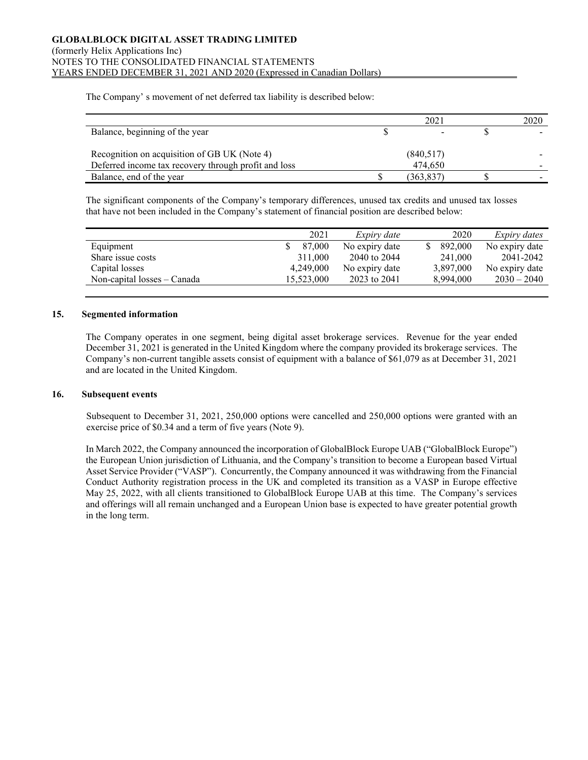The Company' s movement of net deferred tax liability is described below:

| | 2021 | 2020 |
|---|---|---|
| Balance, beginning of the year | $ - | $ - |
| Recognition on acquisition of GB UK (Note 4) | (840,517) | - |
| Deferred income tax recovery through profit and loss | 474,650 | - |
| Balance, end of the year | $ (363,837) | $ - |

The significant components of the Company's temporary differences, unused tax credits and unused tax losses that have not been included in the Company's statement of financial position are described below:

| | 2021 | *Expiry date* | 2020 | *Expiry dates* |
|---|---|---|---|---|
| Equipment | $ 87,000 | No expiry date | $ 892,000 | No expiry date |
| Share issue costs | 311,000 | 2040 to 2044 | 241,000 | 2041-2042 |
| Capital losses | 4,249,000 | No expiry date | 3,897,000 | No expiry date |
| Non-capital losses – Canada | 15,523,000 | 2023 to 2041 | 8,994,000 | 2030 – 2040 |

## 15. Segmented information

The Company operates in one segment, being digital asset brokerage services. Revenue for the year ended December 31, 2021 is generated in the United Kingdom where the company provided its brokerage services. The Company's non-current tangible assets consist of equipment with a balance of $61,079 as at December 31, 2021 and are located in the United Kingdom.

## 16. Subsequent events

Subsequent to December 31, 2021, 250,000 options were cancelled and 250,000 options were granted with an exercise price of $0.34 and a term of five years (Note 9).

In March 2022, the Company announced the incorporation of GlobalBlock Europe UAB ("GlobalBlock Europe") the European Union jurisdiction of Lithuania, and the Company's transition to become a European based Virtual Asset Service Provider ("VASP"). Concurrently, the Company announced it was withdrawing from the Financial Conduct Authority registration process in the UK and completed its transition as a VASP in Europe effective May 25, 2022, with all clients transitioned to GlobalBlock Europe UAB at this time. The Company's services and offerings will all remain unchanged and a European Union base is expected to have greater potential growth in the long term.